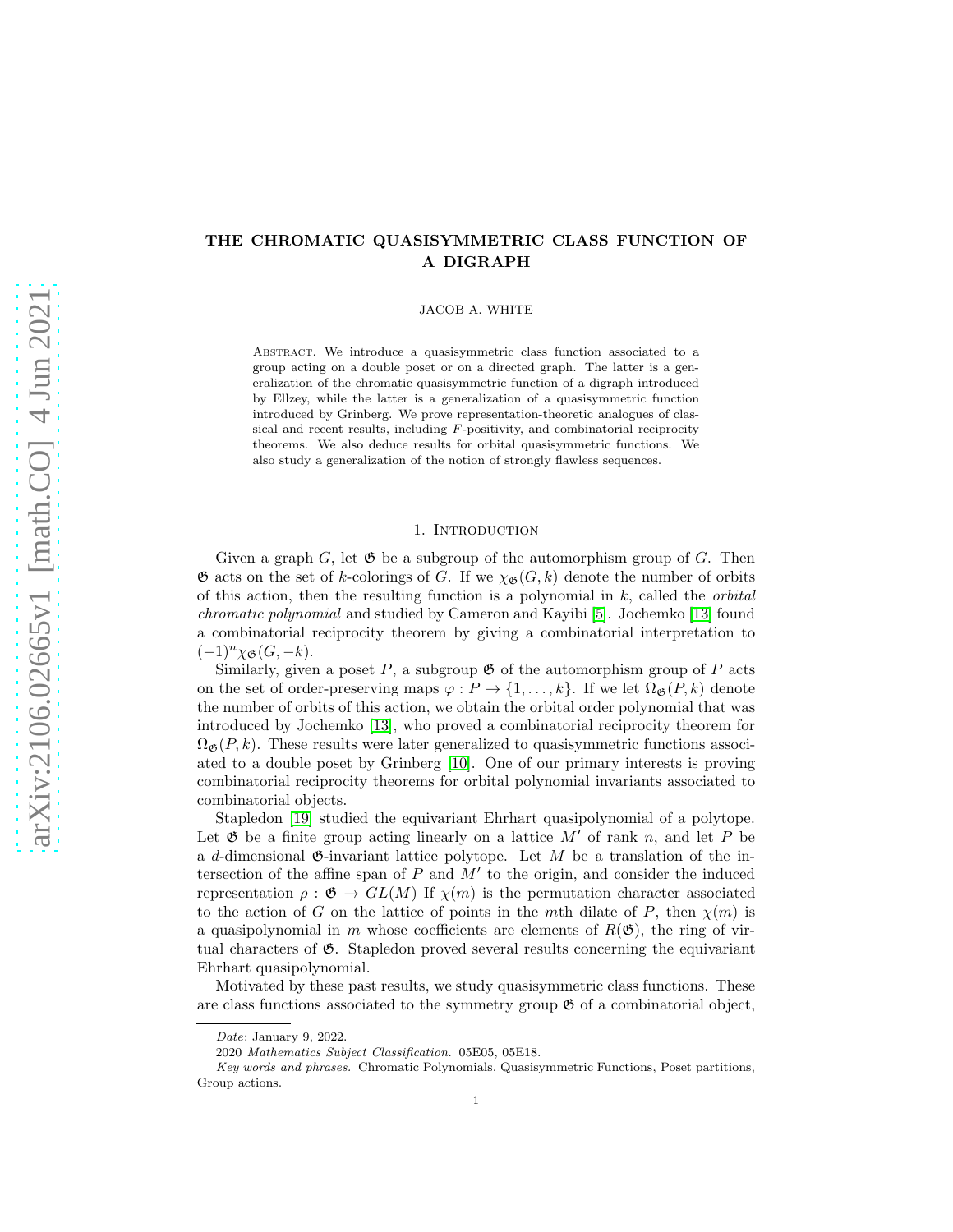# THE CHROMATIC QUASISYMMETRIC CLASS FUNCTION OF A DIGRAPH

JACOB A. WHITE

Abstract. We introduce a quasisymmetric class function associated to a group acting on a double poset or on a directed graph. The latter is a generalization of the chromatic quasisymmetric function of a digraph introduced by Ellzey, while the latter is a generalization of a quasisymmetric function introduced by Grinberg. We prove representation-theoretic analogues of classical and recent results, including $F$-positivity, and combinatorial reciprocity theorems. We also deduce results for orbital quasisymmetric functions. We also study a generalization of the notion of strongly flawless sequences.

## 1. Introduction

Given a graph $G$, let $\mathfrak{G}$ be a subgroup of the automorphism group of $G$. Then $\mathfrak{G}$ acts on the set of $k$-colorings of $G$. If we $\chi_{\mathfrak{G}}(G,k)$ denote the number of orbits of this action, then the resulting function is a polynomial in $k$, called the *orbital chromatic polynomial* and studied by Cameron and Kayibi [5]. Jochemko [13] found a combinatorial reciprocity theorem by giving a combinatorial interpretation to $(-1)^n\chi_{\mathfrak{G}}(G,-k)$.

Similarly, given a poset $P$, a subgroup $\mathfrak{G}$ of the automorphism group of $P$ acts on the set of order-preserving maps $\varphi : P \to \{1,\ldots,k\}$. If we let $\Omega_{\mathfrak{G}}(P,k)$ denote the number of orbits of this action, we obtain the orbital order polynomial that was introduced by Jochemko [13], who proved a combinatorial reciprocity theorem for $\Omega_{\mathfrak{G}}(P,k)$. These results were later generalized to quasisymmetric functions associated to a double poset by Grinberg [10]. One of our primary interests is proving combinatorial reciprocity theorems for orbital polynomial invariants associated to combinatorial objects.

Stapledon [19] studied the equivariant Ehrhart quasipolynomial of a polytope. Let $\mathfrak{G}$ be a finite group acting linearly on a lattice $M'$ of rank $n$, and let $P$ be a $d$-dimensional $\mathfrak{G}$-invariant lattice polytope. Let $M$ be a translation of the intersection of the affine span of $P$ and $M'$ to the origin, and consider the induced representation $\rho : \mathfrak{G} \to GL(M)$ If $\chi(m)$ is the permutation character associated to the action of $G$ on the lattice of points in the $m$th dilate of $P$, then $\chi(m)$ is a quasipolynomial in $m$ whose coefficients are elements of $R(\mathfrak{G})$, the ring of virtual characters of $\mathfrak{G}$. Stapledon proved several results concerning the equivariant Ehrhart quasipolynomial.

Motivated by these past results, we study quasisymmetric class functions. These are class functions associated to the symmetry group $\mathfrak{G}$ of a combinatorial object,

*Date*: January 9, 2022.

2020 *Mathematics Subject Classification.* 05E05, 05E18.

*Key words and phrases.* Chromatic Polynomials, Quasisymmetric Functions, Poset partitions, Group actions.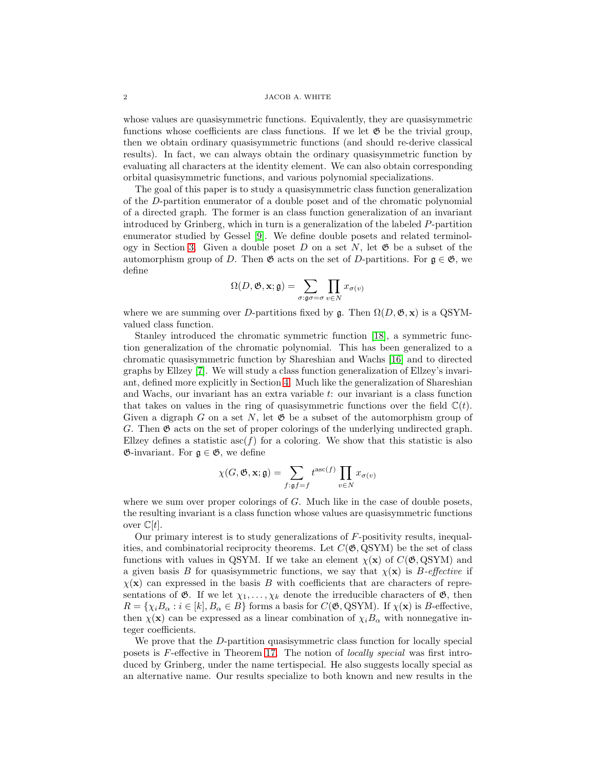whose values are quasisymmetric functions. Equivalently, they are quasisymmetric functions whose coefficients are class functions. If we let $\mathfrak{G}$ be the trivial group, then we obtain ordinary quasisymmetric functions (and should re-derive classical results). In fact, we can always obtain the ordinary quasisymmetric function by evaluating all characters at the identity element. We can also obtain corresponding orbital quasisymmetric functions, and various polynomial specializations.

The goal of this paper is to study a quasisymmetric class function generalization of the $D$-partition enumerator of a double poset and of the chromatic polynomial of a directed graph. The former is an class function generalization of an invariant introduced by Grinberg, which in turn is a generalization of the labeled $P$-partition enumerator studied by Gessel [9]. We define double posets and related terminology in Section 3. Given a double poset $D$ on a set $N$, let $\mathfrak{G}$ be a subset of the automorphism group of $D$. Then $\mathfrak{G}$ acts on the set of $D$-partitions. For $\mathfrak{g} \in \mathfrak{G}$, we define

$$\Omega(D, \mathfrak{G}, \mathbf{x}; \mathfrak{g}) = \sum_{\sigma : \mathfrak{g}\sigma = \sigma} \prod_{v \in N} x_{\sigma(v)}$$

where we are summing over $D$-partitions fixed by $\mathfrak{g}$. Then $\Omega(D, \mathfrak{G}, \mathbf{x})$ is a QSYM-valued class function.

Stanley introduced the chromatic symmetric function [18], a symmetric function generalization of the chromatic polynomial. This has been generalized to a chromatic quasisymmetric function by Shareshian and Wachs [16] and to directed graphs by Ellzey [7]. We will study a class function generalization of Ellzey's invariant, defined more explicitly in Section 4. Much like the generalization of Shareshian and Wachs, our invariant has an extra variable $t$: our invariant is a class function that takes on values in the ring of quasisymmetric functions over the field $\mathbb{C}(t)$. Given a digraph $G$ on a set $N$, let $\mathfrak{G}$ be a subset of the automorphism group of $G$. Then $\mathfrak{G}$ acts on the set of proper colorings of the underlying undirected graph. Ellzey defines a statistic $\operatorname{asc}(f)$ for a coloring. We show that this statistic is also $\mathfrak{G}$-invariant. For $\mathfrak{g} \in \mathfrak{G}$, we define

$$\chi(G, \mathfrak{G}, \mathbf{x}; \mathfrak{g}) = \sum_{f : \mathfrak{g}f = f} t^{\operatorname{asc}(f)} \prod_{v \in N} x_{\sigma(v)}$$

where we sum over proper colorings of $G$. Much like in the case of double posets, the resulting invariant is a class function whose values are quasisymmetric functions over $\mathbb{C}[t]$.

Our primary interest is to study generalizations of $F$-positivity results, inequalities, and combinatorial reciprocity theorems. Let $C(\mathfrak{G}, \mathrm{QSYM})$ be the set of class functions with values in QSYM. If we take an element $\chi(\mathbf{x})$ of $C(\mathfrak{G}, \mathrm{QSYM})$ and a given basis $B$ for quasisymmetric functions, we say that $\chi(\mathbf{x})$ is *$B$-effective* if $\chi(\mathbf{x})$ can expressed in the basis $B$ with coefficients that are characters of representations of $\mathfrak{G}$. If we let $\chi_1, \ldots, \chi_k$ denote the irreducible characters of $\mathfrak{G}$, then $R = \{\chi_i B_\alpha : i \in [k], B_\alpha \in B\}$ forms a basis for $C(\mathfrak{G}, \mathrm{QSYM})$. If $\chi(\mathbf{x})$ is $B$-effective, then $\chi(\mathbf{x})$ can be expressed as a linear combination of $\chi_i B_\alpha$ with nonnegative integer coefficients.

We prove that the $D$-partition quasisymmetric class function for locally special posets is $F$-effective in Theorem 17. The notion of *locally special* was first introduced by Grinberg, under the name tertispecial. He also suggests locally special as an alternative name. Our results specialize to both known and new results in the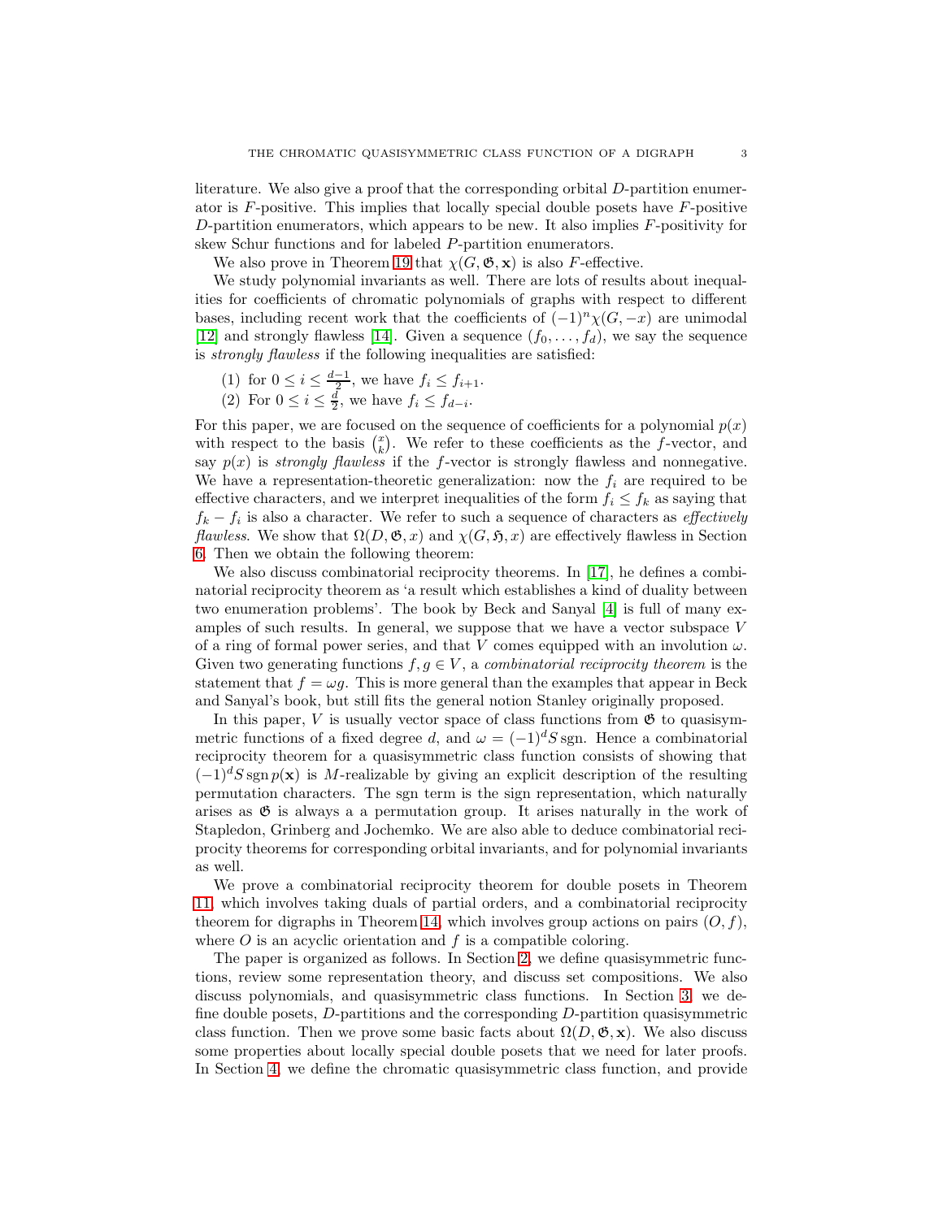literature. We also give a proof that the corresponding orbital $D$-partition enumerator is $F$-positive. This implies that locally special double posets have $F$-positive $D$-partition enumerators, which appears to be new. It also implies $F$-positivity for skew Schur functions and for labeled $P$-partition enumerators.

We also prove in Theorem 19 that $\chi(G, \mathfrak{G}, \mathbf{x})$ is also $F$-effective.

We study polynomial invariants as well. There are lots of results about inequalities for coefficients of chromatic polynomials of graphs with respect to different bases, including recent work that the coefficients of $(-1)^n \chi(G, -x)$ are unimodal [12] and strongly flawless [14]. Given a sequence $(f_0, \ldots, f_d)$, we say the sequence is *strongly flawless* if the following inequalities are satisfied:

(1) for $0 \leq i \leq \frac{d-1}{2}$, we have $f_i \leq f_{i+1}$.
(2) For $0 \leq i \leq \frac{d}{2}$, we have $f_i \leq f_{d-i}$.

For this paper, we are focused on the sequence of coefficients for a polynomial $p(x)$ with respect to the basis $\binom{x}{k}$. We refer to these coefficients as the $f$-vector, and say $p(x)$ is *strongly flawless* if the $f$-vector is strongly flawless and nonnegative. We have a representation-theoretic generalization: now the $f_i$ are required to be effective characters, and we interpret inequalities of the form $f_i \leq f_k$ as saying that $f_k - f_i$ is also a character. We refer to such a sequence of characters as *effectively flawless*. We show that $\Omega(D, \mathfrak{G}, x)$ and $\chi(G, \mathfrak{H}, x)$ are effectively flawless in Section 6. Then we obtain the following theorem:

We also discuss combinatorial reciprocity theorems. In [17], he defines a combinatorial reciprocity theorem as 'a result which establishes a kind of duality between two enumeration problems'. The book by Beck and Sanyal [4] is full of many examples of such results. In general, we suppose that we have a vector subspace $V$ of a ring of formal power series, and that $V$ comes equipped with an involution $\omega$. Given two generating functions $f, g \in V$, a *combinatorial reciprocity theorem* is the statement that $f = \omega g$. This is more general than the examples that appear in Beck and Sanyal's book, but still fits the general notion Stanley originally proposed.

In this paper, $V$ is usually vector space of class functions from $\mathfrak{G}$ to quasisymmetric functions of a fixed degree $d$, and $\omega = (-1)^d S \operatorname{sgn}$. Hence a combinatorial reciprocity theorem for a quasisymmetric class function consists of showing that $(-1)^d S \operatorname{sgn} p(\mathbf{x})$ is $M$-realizable by giving an explicit description of the resulting permutation characters. The sgn term is the sign representation, which naturally arises as $\mathfrak{G}$ is always a a permutation group. It arises naturally in the work of Stapledon, Grinberg and Jochemko. We are also able to deduce combinatorial reciprocity theorems for corresponding orbital invariants, and for polynomial invariants as well.

We prove a combinatorial reciprocity theorem for double posets in Theorem 11, which involves taking duals of partial orders, and a combinatorial reciprocity theorem for digraphs in Theorem 14, which involves group actions on pairs $(O, f)$, where $O$ is an acyclic orientation and $f$ is a compatible coloring.

The paper is organized as follows. In Section 2, we define quasisymmetric functions, review some representation theory, and discuss set compositions. We also discuss polynomials, and quasisymmetric class functions. In Section 3, we define double posets, $D$-partitions and the corresponding $D$-partition quasisymmetric class function. Then we prove some basic facts about $\Omega(D, \mathfrak{G}, \mathbf{x})$. We also discuss some properties about locally special double posets that we need for later proofs. In Section 4, we define the chromatic quasisymmetric class function, and provide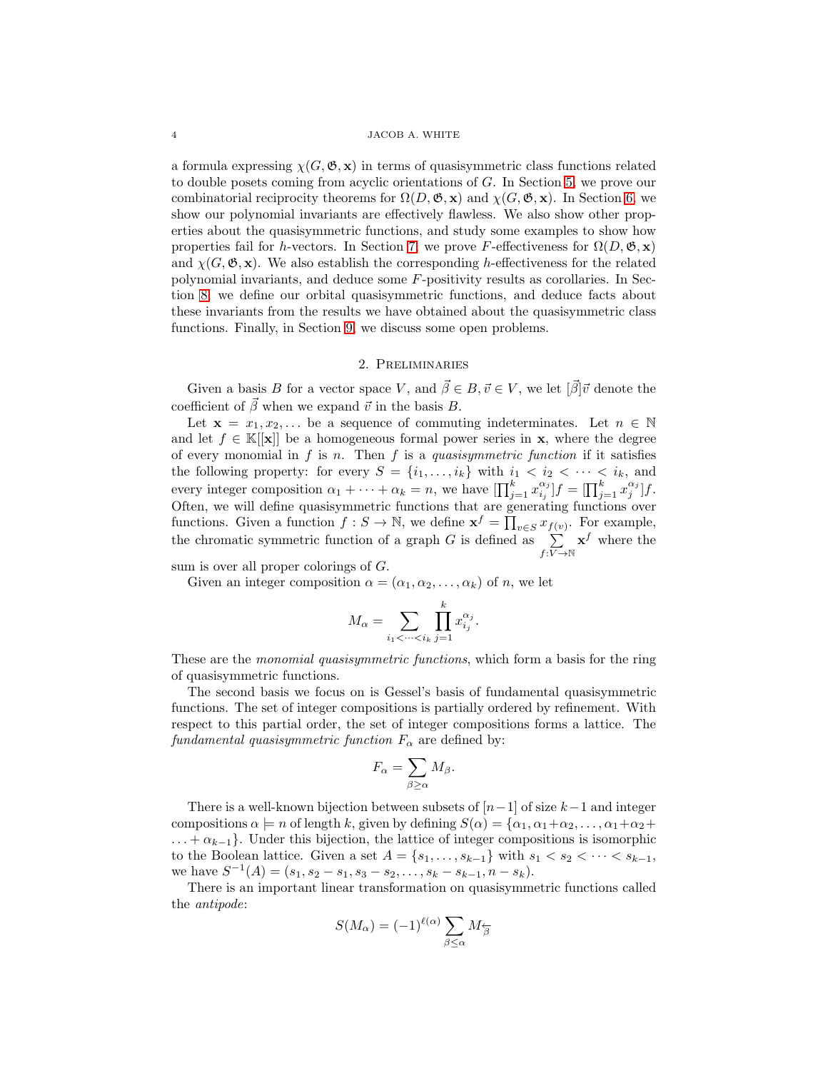a formula expressing $\chi(G, \mathfrak{G}, \mathbf{x})$ in terms of quasisymmetric class functions related to double posets coming from acyclic orientations of $G$. In Section 5, we prove our combinatorial reciprocity theorems for $\Omega(D, \mathfrak{G}, \mathbf{x})$ and $\chi(G, \mathfrak{G}, \mathbf{x})$. In Section 6, we show our polynomial invariants are effectively flawless. We also show other properties about the quasisymmetric functions, and study some examples to show how properties fail for $h$-vectors. In Section 7, we prove $F$-effectiveness for $\Omega(D, \mathfrak{G}, \mathbf{x})$ and $\chi(G, \mathfrak{G}, \mathbf{x})$. We also establish the corresponding $h$-effectiveness for the related polynomial invariants, and deduce some $F$-positivity results as corollaries. In Section 8, we define our orbital quasisymmetric functions, and deduce facts about these invariants from the results we have obtained about the quasisymmetric class functions. Finally, in Section 9, we discuss some open problems.

## 2. Preliminaries

Given a basis $B$ for a vector space $V$, and $\vec{\beta} \in B, \vec{v} \in V$, we let $[\vec{\beta}]\vec{v}$ denote the coefficient of $\vec{\beta}$ when we expand $\vec{v}$ in the basis $B$.

Let $\mathbf{x} = x_1, x_2, \dots$ be a sequence of commuting indeterminates. Let $n \in \mathbb{N}$ and let $f \in \mathbb{K}[[\mathbf{x}]]$ be a homogeneous formal power series in $\mathbf{x}$, where the degree of every monomial in $f$ is $n$. Then $f$ is a *quasisymmetric function* if it satisfies the following property: for every $S = \{i_1, \dots, i_k\}$ with $i_1 < i_2 < \cdots < i_k$, and every integer composition $\alpha_1 + \cdots + \alpha_k = n$, we have $[\prod_{j=1}^{k} x_{i_j}^{\alpha_j}]f = [\prod_{j=1}^{k} x_j^{\alpha_j}]f$. Often, we will define quasisymmetric functions that are generating functions over functions. Given a function $f : S \to \mathbb{N}$, we define $\mathbf{x}^f = \prod_{v \in S} x_{f(v)}$. For example, the chromatic symmetric function of a graph $G$ is defined as $\sum_{f:V\to\mathbb{N}} \mathbf{x}^f$ where the sum is over all proper colorings of $G$.

Given an integer composition $\alpha = (\alpha_1, \alpha_2, \dots, \alpha_k)$ of $n$, we let

$$M_\alpha = \sum_{i_1 < \cdots < i_k} \prod_{j=1}^{k} x_{i_j}^{\alpha_j}.$$

These are the *monomial quasisymmetric functions*, which form a basis for the ring of quasisymmetric functions.

The second basis we focus on is Gessel's basis of fundamental quasisymmetric functions. The set of integer compositions is partially ordered by refinement. With respect to this partial order, the set of integer compositions forms a lattice. The *fundamental quasisymmetric function* $F_\alpha$ are defined by:

$$F_\alpha = \sum_{\beta \geq \alpha} M_\beta.$$

There is a well-known bijection between subsets of $[n-1]$ of size $k-1$ and integer compositions $\alpha \models n$ of length $k$, given by defining $S(\alpha) = \{\alpha_1, \alpha_1+\alpha_2, \dots, \alpha_1+\alpha_2+\dots+\alpha_{k-1}\}$. Under this bijection, the lattice of integer compositions is isomorphic to the Boolean lattice. Given a set $A = \{s_1, \dots, s_{k-1}\}$ with $s_1 < s_2 < \cdots < s_{k-1}$, we have $S^{-1}(A) = (s_1, s_2 - s_1, s_3 - s_2, \dots, s_k - s_{k-1}, n - s_k)$.

There is an important linear transformation on quasisymmetric functions called the *antipode*:

$$S(M_\alpha) = (-1)^{\ell(\alpha)} \sum_{\beta \leq \alpha} M_{\overleftarrow{\beta}}$$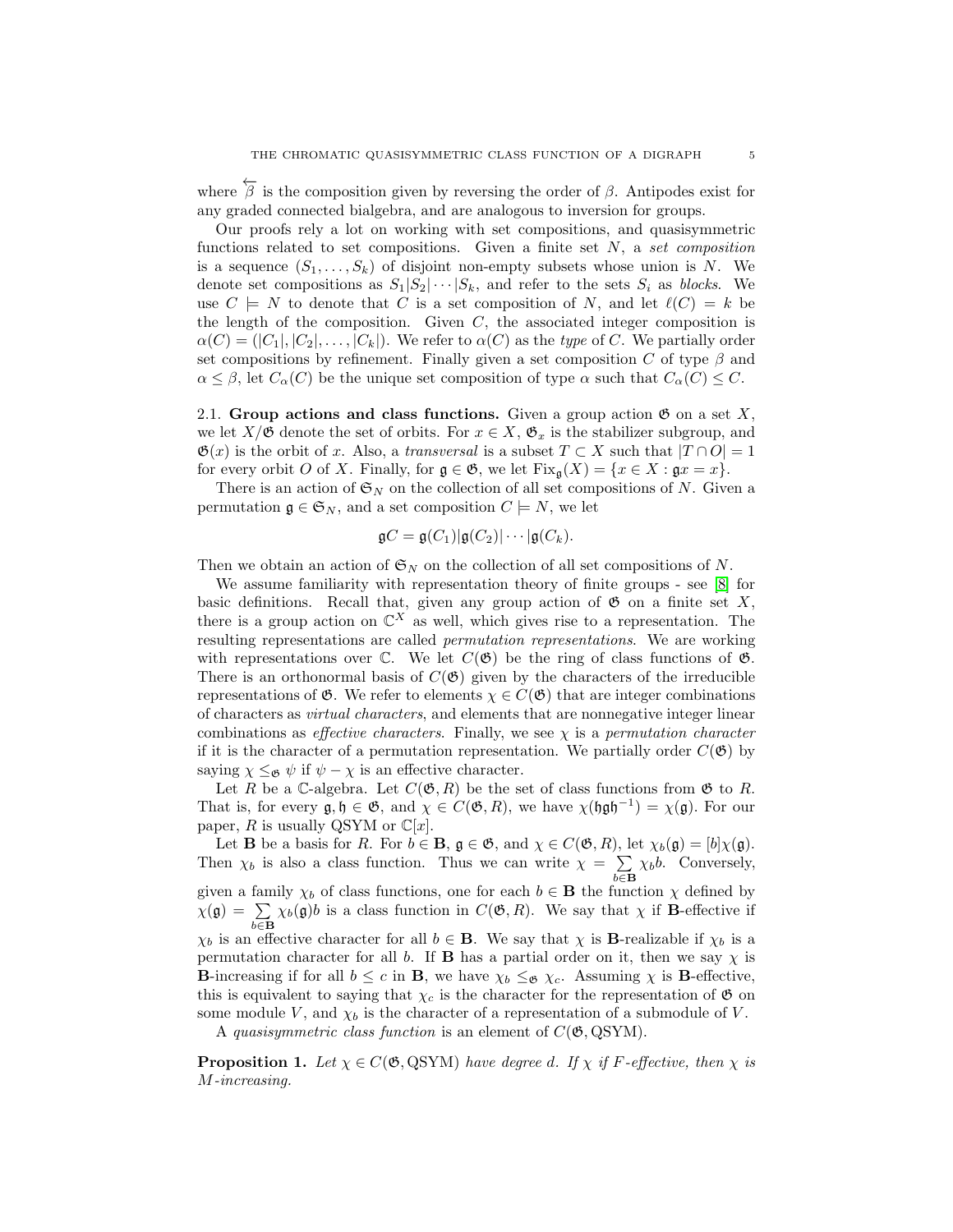where $\overleftarrow{\beta}$ is the composition given by reversing the order of $\beta$. Antipodes exist for any graded connected bialgebra, and are analogous to inversion for groups.

Our proofs rely a lot on working with set compositions, and quasisymmetric functions related to set compositions. Given a finite set $N$, a *set composition* is a sequence $(S_1, \dots, S_k)$ of disjoint non-empty subsets whose union is $N$. We denote set compositions as $S_1|S_2|\cdots|S_k$, and refer to the sets $S_i$ as *blocks*. We use $C \models N$ to denote that $C$ is a set composition of $N$, and let $\ell(C) = k$ be the length of the composition. Given $C$, the associated integer composition is $\alpha(C) = (|C_1|, |C_2|, \dots, |C_k|)$. We refer to $\alpha(C)$ as the *type* of $C$. We partially order set compositions by refinement. Finally given a set composition $C$ of type $\beta$ and $\alpha \leq \beta$, let $C_\alpha(C)$ be the unique set composition of type $\alpha$ such that $C_\alpha(C) \leq C$.

## 2.1. Group actions and class functions.

Given a group action $\mathfrak{G}$ on a set $X$, we let $X/\mathfrak{G}$ denote the set of orbits. For $x \in X$, $\mathfrak{G}_x$ is the stabilizer subgroup, and $\mathfrak{G}(x)$ is the orbit of $x$. Also, a *transversal* is a subset $T \subset X$ such that $|T \cap O| = 1$ for every orbit $O$ of $X$. Finally, for $\mathfrak{g} \in \mathfrak{G}$, we let $\mathrm{Fix}_{\mathfrak{g}}(X) = \{x \in X : \mathfrak{g}x = x\}$.

There is an action of $\mathfrak{S}_N$ on the collection of all set compositions of $N$. Given a permutation $\mathfrak{g} \in \mathfrak{S}_N$, and a set composition $C \models N$, we let

$$\mathfrak{g}C = \mathfrak{g}(C_1)|\mathfrak{g}(C_2)|\cdots|\mathfrak{g}(C_k).$$

Then we obtain an action of $\mathfrak{S}_N$ on the collection of all set compositions of $N$.

We assume familiarity with representation theory of finite groups - see [8] for basic definitions. Recall that, given any group action of $\mathfrak{G}$ on a finite set $X$, there is a group action on $\mathbb{C}^X$ as well, which gives rise to a representation. The resulting representations are called *permutation representations*. We are working with representations over $\mathbb{C}$. We let $C(\mathfrak{G})$ be the ring of class functions of $\mathfrak{G}$. There is an orthonormal basis of $C(\mathfrak{G})$ given by the characters of the irreducible representations of $\mathfrak{G}$. We refer to elements $\chi \in C(\mathfrak{G})$ that are integer combinations of characters as *virtual characters*, and elements that are nonnegative integer linear combinations as *effective characters*. Finally, we see $\chi$ is a *permutation character* if it is the character of a permutation representation. We partially order $C(\mathfrak{G})$ by saying $\chi \leq_{\mathfrak{G}} \psi$ if $\psi - \chi$ is an effective character.

Let $R$ be a $\mathbb{C}$-algebra. Let $C(\mathfrak{G}, R)$ be the set of class functions from $\mathfrak{G}$ to $R$. That is, for every $\mathfrak{g}, \mathfrak{h} \in \mathfrak{G}$, and $\chi \in C(\mathfrak{G}, R)$, we have $\chi(\mathfrak{h}\mathfrak{g}\mathfrak{h}^{-1}) = \chi(\mathfrak{g})$. For our paper, $R$ is usually QSYM or $\mathbb{C}[x]$.

Let $\mathbf{B}$ be a basis for $R$. For $b \in \mathbf{B}$, $\mathfrak{g} \in \mathfrak{G}$, and $\chi \in C(\mathfrak{G}, R)$, let $\chi_b(\mathfrak{g}) = [b]\chi(\mathfrak{g})$. Then $\chi_b$ is also a class function. Thus we can write $\chi = \sum_{b \in \mathbf{B}} \chi_b b$. Conversely, given a family $\chi_b$ of class functions, one for each $b \in \mathbf{B}$ the function $\chi$ defined by $\chi(\mathfrak{g}) = \sum_{b \in \mathbf{B}} \chi_b(\mathfrak{g}) b$ is a class function in $C(\mathfrak{G}, R)$. We say that $\chi$ if $\mathbf{B}$-effective if $\chi_b$ is an effective character for all $b \in \mathbf{B}$. We say that $\chi$ is $\mathbf{B}$-realizable if $\chi_b$ is a permutation character for all $b$. If $\mathbf{B}$ has a partial order on it, then we say $\chi$ is $\mathbf{B}$-increasing if for all $b \leq c$ in $\mathbf{B}$, we have $\chi_b \leq_{\mathfrak{G}} \chi_c$. Assuming $\chi$ is $\mathbf{B}$-effective, this is equivalent to saying that $\chi_c$ is the character for the representation of $\mathfrak{G}$ on some module $V$, and $\chi_b$ is the character of a representation of a submodule of $V$.

A *quasisymmetric class function* is an element of $C(\mathfrak{G}, \mathrm{QSYM})$.

**Proposition 1.** *Let $\chi \in C(\mathfrak{G}, \mathrm{QSYM})$ have degree $d$. If $\chi$ if $F$-effective, then $\chi$ is $M$-increasing.*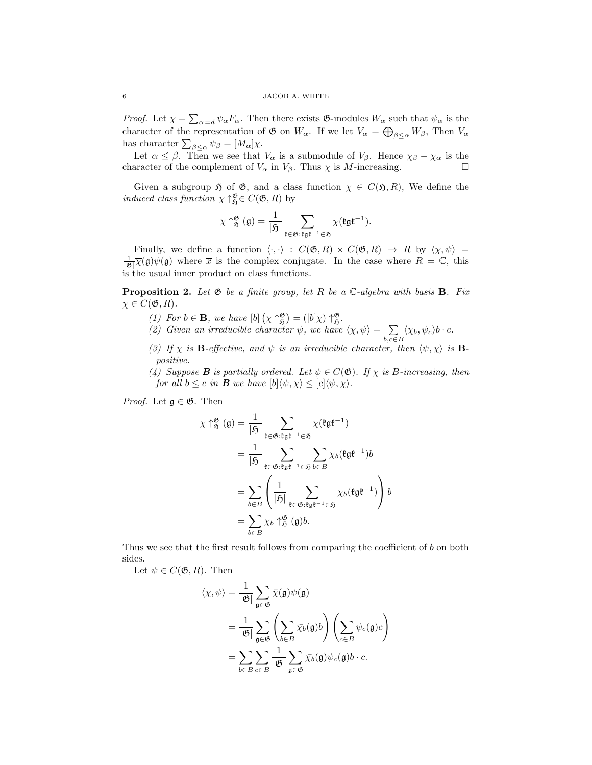*Proof.* Let $\chi = \sum_{\alpha \models d} \psi_\alpha F_\alpha$. Then there exists $\mathfrak{G}$-modules $W_\alpha$ such that $\psi_\alpha$ is the character of the representation of $\mathfrak{G}$ on $W_\alpha$. If we let $V_\alpha = \bigoplus_{\beta \leq \alpha} W_\beta$, Then $V_\alpha$ has character $\sum_{\beta \leq \alpha} \psi_\beta = [M_\alpha]\chi$.

Let $\alpha \leq \beta$. Then we see that $V_\alpha$ is a submodule of $V_\beta$. Hence $\chi_\beta - \chi_\alpha$ is the character of the complement of $V_\alpha$ in $V_\beta$. Thus $\chi$ is $M$-increasing. $\square$

Given a subgroup $\mathfrak{H}$ of $\mathfrak{G}$, and a class function $\chi \in C(\mathfrak{H}, R)$, We define the *induced class function* $\chi \uparrow_{\mathfrak{H}}^{\mathfrak{G}} \in C(\mathfrak{G}, R)$ by

$$\chi \uparrow_{\mathfrak{H}}^{\mathfrak{G}} (\mathfrak{g}) = \frac{1}{|\mathfrak{H}|} \sum_{\mathfrak{k} \in \mathfrak{G} : \mathfrak{k}\mathfrak{g}\mathfrak{k}^{-1} \in \mathfrak{H}} \chi(\mathfrak{k}\mathfrak{g}\mathfrak{k}^{-1}).$$

Finally, we define a function $\langle \cdot, \cdot \rangle : C(\mathfrak{G}, R) \times C(\mathfrak{G}, R) \to R$ by $\langle \chi, \psi \rangle = \frac{1}{|\mathfrak{G}|}\overline{\chi}(\mathfrak{g})\psi(\mathfrak{g})$ where $\overline{x}$ is the complex conjugate. In the case where $R = \mathbb{C}$, this is the usual inner product on class functions.

**Proposition 2.** *Let $\mathfrak{G}$ be a finite group, let $R$ be a $\mathbb{C}$-algebra with basis $\mathbf{B}$. Fix $\chi \in C(\mathfrak{G}, R)$.*

1. *For $b \in \mathbf{B}$, we have $[b]\left(\chi \uparrow_{\mathfrak{H}}^{\mathfrak{G}}\right) = ([b]\chi) \uparrow_{\mathfrak{H}}^{\mathfrak{G}}$.*
2. *Given an irreducible character $\psi$, we have $\langle \chi, \psi \rangle = \sum_{b,c \in B} \langle \chi_b, \psi_c \rangle b \cdot c$.*
3. *If $\chi$ is $\mathbf{B}$-effective, and $\psi$ is an irreducible character, then $\langle \psi, \chi \rangle$ is $\mathbf{B}$-positive.*
4. *Suppose $\boldsymbol{B}$ is partially ordered. Let $\psi \in C(\mathfrak{G})$. If $\chi$ is $B$-increasing, then for all $b \leq c$ in $\boldsymbol{B}$ we have $[b]\langle \psi, \chi \rangle \leq [c]\langle \psi, \chi \rangle$.*

*Proof.* Let $\mathfrak{g} \in \mathfrak{G}$. Then

$$\begin{aligned}
\chi \uparrow_{\mathfrak{H}}^{\mathfrak{G}} (\mathfrak{g}) &= \frac{1}{|\mathfrak{H}|} \sum_{\mathfrak{k} \in \mathfrak{G} : \mathfrak{k}\mathfrak{g}\mathfrak{k}^{-1} \in \mathfrak{H}} \chi(\mathfrak{k}\mathfrak{g}\mathfrak{k}^{-1}) \\
&= \frac{1}{|\mathfrak{H}|} \sum_{\mathfrak{k} \in \mathfrak{G} : \mathfrak{k}\mathfrak{g}\mathfrak{k}^{-1} \in \mathfrak{H}} \sum_{b \in B} \chi_b(\mathfrak{k}\mathfrak{g}\mathfrak{k}^{-1}) b \\
&= \sum_{b \in B} \left( \frac{1}{|\mathfrak{H}|} \sum_{\mathfrak{k} \in \mathfrak{G} : \mathfrak{k}\mathfrak{g}\mathfrak{k}^{-1} \in \mathfrak{H}} \chi_b(\mathfrak{k}\mathfrak{g}\mathfrak{k}^{-1}) \right) b \\
&= \sum_{b \in B} \chi_b \uparrow_{\mathfrak{H}}^{\mathfrak{G}} (\mathfrak{g}) b.
\end{aligned}$$

Thus we see that the first result follows from comparing the coefficient of $b$ on both sides.

Let $\psi \in C(\mathfrak{G}, R)$. Then

$$\begin{aligned}
\langle \chi, \psi \rangle &= \frac{1}{|\mathfrak{G}|} \sum_{\mathfrak{g} \in \mathfrak{G}} \bar{\chi}(\mathfrak{g}) \psi(\mathfrak{g}) \\
&= \frac{1}{|\mathfrak{G}|} \sum_{\mathfrak{g} \in \mathfrak{G}} \left( \sum_{b \in B} \bar{\chi}_b(\mathfrak{g}) b \right) \left( \sum_{c \in B} \psi_c(\mathfrak{g}) c \right) \\
&= \sum_{b \in B} \sum_{c \in B} \frac{1}{|\mathfrak{G}|} \sum_{\mathfrak{g} \in \mathfrak{G}} \bar{\chi}_b(\mathfrak{g}) \psi_c(\mathfrak{g}) b \cdot c.
\end{aligned}$$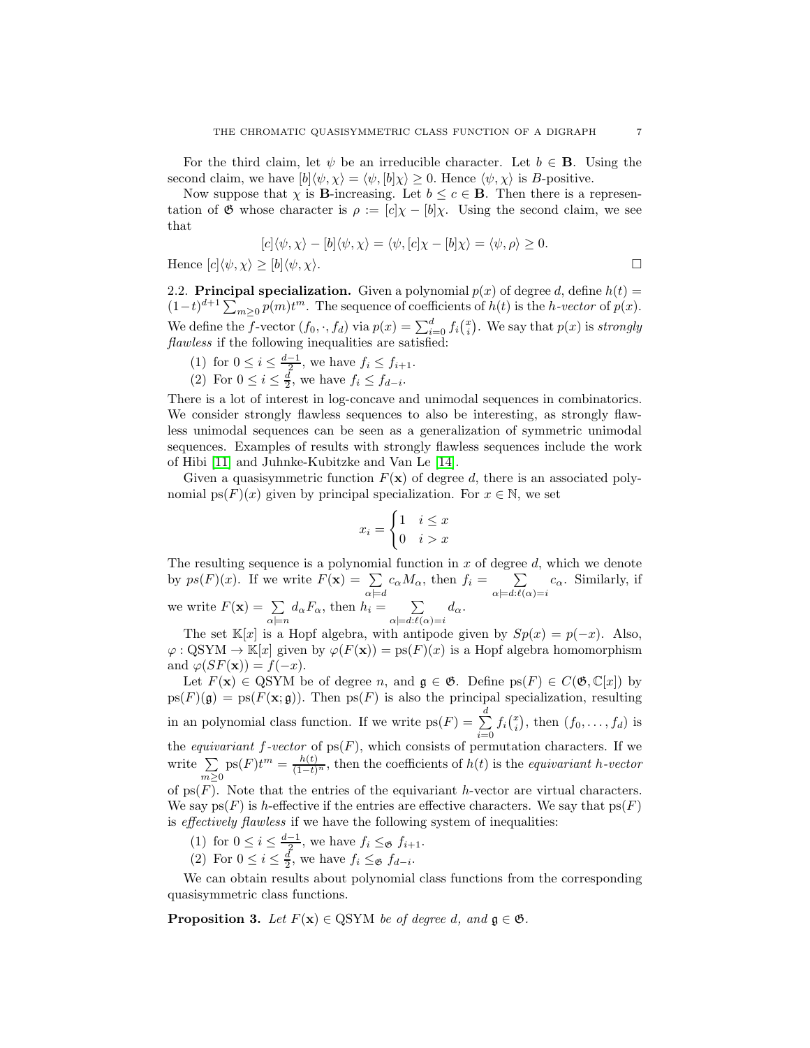For the third claim, let $\psi$ be an irreducible character. Let $b \in \mathbf{B}$. Using the second claim, we have $[b]\langle \psi, \chi \rangle = \langle \psi, [b]\chi \rangle \geq 0$. Hence $\langle \psi, \chi \rangle$ is $B$-positive.

Now suppose that $\chi$ is $\mathbf{B}$-increasing. Let $b \leq c \in \mathbf{B}$. Then there is a representation of $\mathfrak{G}$ whose character is $\rho := [c]\chi - [b]\chi$. Using the second claim, we see that

$$[c]\langle \psi, \chi \rangle - [b]\langle \psi, \chi \rangle = \langle \psi, [c]\chi - [b]\chi \rangle = \langle \psi, \rho \rangle \geq 0.$$

Hence $[c]\langle \psi, \chi \rangle \geq [b]\langle \psi, \chi \rangle$. □

## 2.2. Principal specialization.

Given a polynomial $p(x)$ of degree $d$, define $h(t) = (1-t)^{d+1} \sum_{m \geq 0} p(m) t^m$. The sequence of coefficients of $h(t)$ is the *h-vector* of $p(x)$. We define the $f$-vector $(f_0, \cdot, f_d)$ via $p(x) = \sum_{i=0}^{d} f_i \binom{x}{i}$. We say that $p(x)$ is *strongly flawless* if the following inequalities are satisfied:

1. for $0 \leq i \leq \frac{d-1}{2}$, we have $f_i \leq f_{i+1}$.
2. For $0 \leq i \leq \frac{d}{2}$, we have $f_i \leq f_{d-i}$.

There is a lot of interest in log-concave and unimodal sequences in combinatorics. We consider strongly flawless sequences to also be interesting, as strongly flawless unimodal sequences can be seen as a generalization of symmetric unimodal sequences. Examples of results with strongly flawless sequences include the work of Hibi [11] and Juhnke-Kubitzke and Van Le [14].

Given a quasisymmetric function $F(\mathbf{x})$ of degree $d$, there is an associated polynomial $\mathrm{ps}(F)(x)$ given by principal specialization. For $x \in \mathbb{N}$, we set

$$x_i = \begin{cases} 1 & i \leq x \\ 0 & i > x \end{cases}$$

The resulting sequence is a polynomial function in $x$ of degree $d$, which we denote by $ps(F)(x)$. If we write $F(\mathbf{x}) = \sum_{\alpha \models d} c_\alpha M_\alpha$, then $f_i = \sum_{\alpha \models d : \ell(\alpha) = i} c_\alpha$. Similarly, if we write $F(\mathbf{x}) = \sum_{\alpha \models n} d_\alpha F_\alpha$, then $h_i = \sum_{\alpha \models d : \ell(\alpha) = i} d_\alpha$.

The set $\mathbb{K}[x]$ is a Hopf algebra, with antipode given by $Sp(x) = p(-x)$. Also, $\varphi : \mathrm{QSYM} \to \mathbb{K}[x]$ given by $\varphi(F(\mathbf{x})) = \mathrm{ps}(F)(x)$ is a Hopf algebra homomorphism and $\varphi(SF(\mathbf{x})) = f(-x)$.

Let $F(\mathbf{x}) \in \mathrm{QSYM}$ be of degree $n$, and $\mathfrak{g} \in \mathfrak{G}$. Define $\mathrm{ps}(F) \in C(\mathfrak{G}, \mathbb{C}[x])$ by $\mathrm{ps}(F)(\mathfrak{g}) = \mathrm{ps}(F(\mathbf{x}; \mathfrak{g}))$. Then $\mathrm{ps}(F)$ is also the principal specialization, resulting in an polynomial class function. If we write $\mathrm{ps}(F) = \sum_{i=0}^{d} f_i \binom{x}{i}$, then $(f_0, \ldots, f_d)$ is the *equivariant f-vector* of $\mathrm{ps}(F)$, which consists of permutation characters. If we write $\sum_{m \geq 0} \mathrm{ps}(F) t^m = \frac{h(t)}{(1-t)^n}$, then the coefficients of $h(t)$ is the *equivariant h-vector* of $\mathrm{ps}(F)$. Note that the entries of the equivariant $h$-vector are virtual characters. We say $\mathrm{ps}(F)$ is $h$-effective if the entries are effective characters. We say that $\mathrm{ps}(F)$ is *effectively flawless* if we have the following system of inequalities:

1. for $0 \leq i \leq \frac{d-1}{2}$, we have $f_i \leq_{\mathfrak{G}} f_{i+1}$.
2. For $0 \leq i \leq \frac{d}{2}$, we have $f_i \leq_{\mathfrak{G}} f_{d-i}$.

We can obtain results about polynomial class functions from the corresponding quasisymmetric class functions.

**Proposition 3.** *Let $F(\mathbf{x}) \in \mathrm{QSYM}$ be of degree $d$, and $\mathfrak{g} \in \mathfrak{G}$.*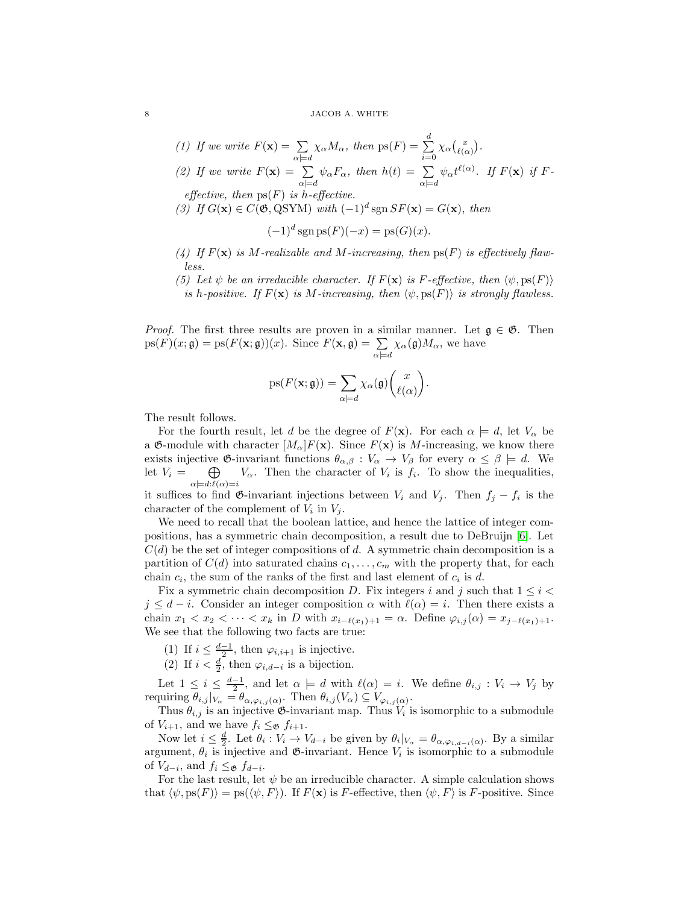(1) *If we write* $F(\mathbf{x}) = \sum_{\alpha \models d} \chi_\alpha M_\alpha$, *then* $\mathrm{ps}(F) = \sum_{i=0}^{d} \chi_\alpha \binom{x}{\ell(\alpha)}$.

(2) *If we write* $F(\mathbf{x}) = \sum_{\alpha \models d} \psi_\alpha F_\alpha$, *then* $h(t) = \sum_{\alpha \models d} \psi_\alpha t^{\ell(\alpha)}$. *If* $F(\mathbf{x})$ *if* $F$*-effective, then* $\mathrm{ps}(F)$ *is* $h$*-effective.*

(3) *If* $G(\mathbf{x}) \in C(\mathfrak{G}, \mathrm{QSYM})$ *with* $(-1)^d \operatorname{sgn} SF(\mathbf{x}) = G(\mathbf{x})$, *then*

$$(-1)^d \operatorname{sgn} \mathrm{ps}(F)(-x) = \mathrm{ps}(G)(x).$$

(4) *If* $F(\mathbf{x})$ *is* $M$*-realizable and* $M$*-increasing, then* $\mathrm{ps}(F)$ *is effectively flawless.*

(5) *Let* $\psi$ *be an irreducible character. If* $F(\mathbf{x})$ *is* $F$*-effective, then* $\langle \psi, \mathrm{ps}(F) \rangle$ *is* $h$*-positive. If* $F(\mathbf{x})$ *is* $M$*-increasing, then* $\langle \psi, \mathrm{ps}(F) \rangle$ *is strongly flawless.*

*Proof.* The first three results are proven in a similar manner. Let $\mathfrak{g} \in \mathfrak{G}$. Then $\mathrm{ps}(F)(x; \mathfrak{g}) = \mathrm{ps}(F(\mathbf{x}; \mathfrak{g}))(x)$. Since $F(\mathbf{x}, \mathfrak{g}) = \sum_{\alpha \models d} \chi_\alpha(\mathfrak{g}) M_\alpha$, we have

$$\mathrm{ps}(F(\mathbf{x}; \mathfrak{g})) = \sum_{\alpha \models d} \chi_\alpha(\mathfrak{g}) \binom{x}{\ell(\alpha)}.$$

The result follows.

For the fourth result, let $d$ be the degree of $F(\mathbf{x})$. For each $\alpha \models d$, let $V_\alpha$ be a $\mathfrak{G}$-module with character $[M_\alpha]F(\mathbf{x})$. Since $F(\mathbf{x})$ is $M$-increasing, we know there exists injective $\mathfrak{G}$-invariant functions $\theta_{\alpha,\beta} : V_\alpha \to V_\beta$ for every $\alpha \leq \beta \models d$. We let $V_i = \bigoplus_{\alpha \models d : \ell(\alpha) = i} V_\alpha$. Then the character of $V_i$ is $f_i$. To show the inequalities, it suffices to find $\mathfrak{G}$-invariant injections between $V_i$ and $V_j$. Then $f_j - f_i$ is the character of the complement of $V_i$ in $V_j$.

We need to recall that the boolean lattice, and hence the lattice of integer compositions, has a symmetric chain decomposition, a result due to DeBruijn [6]. Let $C(d)$ be the set of integer compositions of $d$. A symmetric chain decomposition is a partition of $C(d)$ into saturated chains $c_1, \ldots, c_m$ with the property that, for each chain $c_i$, the sum of the ranks of the first and last element of $c_i$ is $d$.

Fix a symmetric chain decomposition $D$. Fix integers $i$ and $j$ such that $1 \leq i < j \leq d - i$. Consider an integer composition $\alpha$ with $\ell(\alpha) = i$. Then there exists a chain $x_1 < x_2 < \cdots < x_k$ in $D$ with $x_{i - \ell(x_1) + 1} = \alpha$. Define $\varphi_{i,j}(\alpha) = x_{j - \ell(x_1) + 1}$. We see that the following two facts are true:

(1) If $i \leq \frac{d-1}{2}$, then $\varphi_{i,i+1}$ is injective.
(2) If $i < \frac{d}{2}$, then $\varphi_{i,d-i}$ is a bijection.

Let $1 \leq i \leq \frac{d-1}{2}$, and let $\alpha \models d$ with $\ell(\alpha) = i$. We define $\theta_{i,j} : V_i \to V_j$ by requiring $\theta_{i,j}|_{V_\alpha} = \theta_{\alpha, \varphi_{i,j}(\alpha)}$. Then $\theta_{i,j}(V_\alpha) \subseteq V_{\varphi_{i,j}(\alpha)}$.

Thus $\theta_{i,j}$ is an injective $\mathfrak{G}$-invariant map. Thus $V_i$ is isomorphic to a submodule of $V_{i+1}$, and we have $f_i \leq_{\mathfrak{G}} f_{i+1}$.

Now let $i \leq \frac{d}{2}$. Let $\theta_i : V_i \to V_{d-i}$ be given by $\theta_i|_{V_\alpha} = \theta_{\alpha, \varphi_{i,d-i}(\alpha)}$. By a similar argument, $\theta_i$ is injective and $\mathfrak{G}$-invariant. Hence $V_i$ is isomorphic to a submodule of $V_{d-i}$, and $f_i \leq_{\mathfrak{G}} f_{d-i}$.

For the last result, let $\psi$ be an irreducible character. A simple calculation shows that $\langle \psi, \mathrm{ps}(F) \rangle = \mathrm{ps}(\langle \psi, F \rangle)$. If $F(\mathbf{x})$ is $F$-effective, then $\langle \psi, F \rangle$ is $F$-positive. Since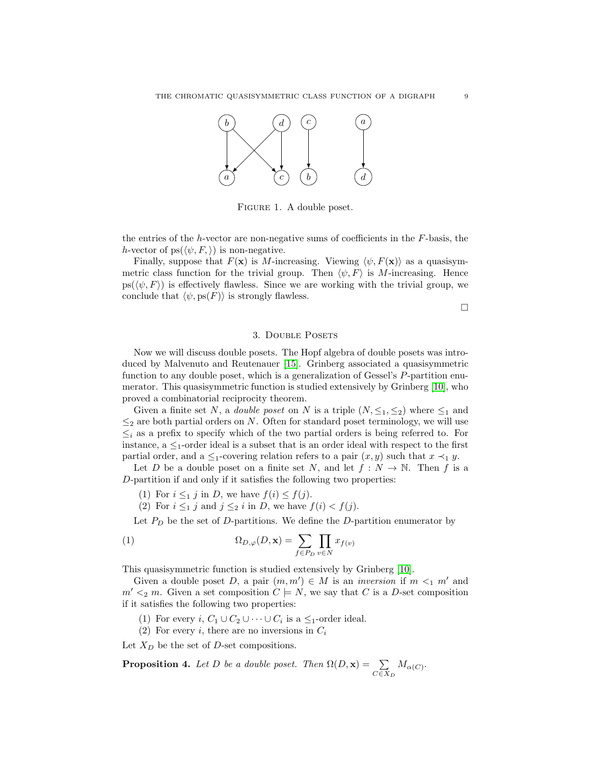FIGURE 1. A double poset.

the entries of the $h$-vector are non-negative sums of coefficients in the $F$-basis, the $h$-vector of $\mathrm{ps}(\langle \psi, F, \rangle)$ is non-negative.

Finally, suppose that $F(\mathbf{x})$ is $M$-increasing. Viewing $\langle \psi, F(\mathbf{x}) \rangle$ as a quasisymmetric class function for the trivial group. Then $\langle \psi, F \rangle$ is $M$-increasing. Hence $\mathrm{ps}(\langle \psi, F \rangle)$ is effectively flawless. Since we are working with the trivial group, we conclude that $\langle \psi, \mathrm{ps}(F) \rangle$ is strongly flawless.

□

## 3. Double Posets

Now we will discuss double posets. The Hopf algebra of double posets was introduced by Malvenuto and Reutenauer [15]. Grinberg associated a quasisymmetric function to any double poset, which is a generalization of Gessel's $P$-partition enumerator. This quasisymmetric function is studied extensively by Grinberg [10], who proved a combinatorial reciprocity theorem.

Given a finite set $N$, a *double poset* on $N$ is a triple $(N, \leq_1, \leq_2)$ where $\leq_1$ and $\leq_2$ are both partial orders on $N$. Often for standard poset terminology, we will use $\leq_i$ as a prefix to specify which of the two partial orders is being referred to. For instance, a $\leq_1$-order ideal is a subset that is an order ideal with respect to the first partial order, and a $\leq_1$-covering relation refers to a pair $(x, y)$ such that $x \prec_1 y$.

Let $D$ be a double poset on a finite set $N$, and let $f : N \to \mathbb{N}$. Then $f$ is a $D$-partition if and only if it satisfies the following two properties:

(1) For $i \leq_1 j$ in $D$, we have $f(i) \leq f(j)$.
(2) For $i \leq_1 j$ and $j \leq_2 i$ in $D$, we have $f(i) < f(j)$.

Let $P_D$ be the set of $D$-partitions. We define the $D$-partition enumerator by

$$\Omega_{D,\varphi}(D, \mathbf{x}) = \sum_{f \in P_D} \prod_{v \in N} x_{f(v)} \tag{1}$$

This quasisymmetric function is studied extensively by Grinberg [10].

Given a double poset $D$, a pair $(m, m') \in M$ is an *inversion* if $m <_1 m'$ and $m' <_2 m$. Given a set composition $C \models N$, we say that $C$ is a $D$-set composition if it satisfies the following two properties:

(1) For every $i$, $C_1 \cup C_2 \cup \cdots \cup C_i$ is a $\leq_1$-order ideal.
(2) For every $i$, there are no inversions in $C_i$

Let $X_D$ be the set of $D$-set compositions.

**Proposition 4.** *Let $D$ be a double poset. Then* $\Omega(D, \mathbf{x}) = \sum\limits_{C \in X_D} M_{\alpha(C)}$.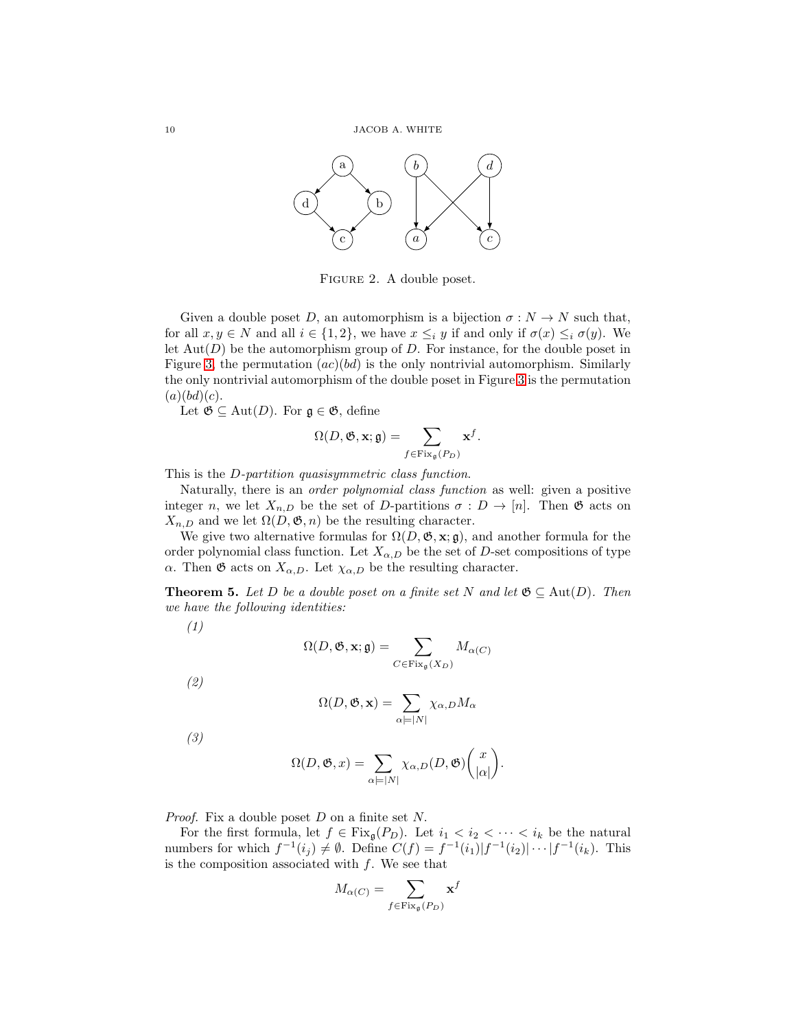FIGURE 2. A double poset.

Given a double poset $D$, an automorphism is a bijection $\sigma : N \to N$ such that, for all $x, y \in N$ and all $i \in \{1, 2\}$, we have $x \leq_i y$ if and only if $\sigma(x) \leq_i \sigma(y)$. We let $\mathrm{Aut}(D)$ be the automorphism group of $D$. For instance, for the double poset in Figure 3, the permutation $(ac)(bd)$ is the only nontrivial automorphism. Similarly the only nontrivial automorphism of the double poset in Figure 3 is the permutation $(a)(bd)(c)$.

Let $\mathfrak{G} \subseteq \mathrm{Aut}(D)$. For $\mathfrak{g} \in \mathfrak{G}$, define

$$\Omega(D, \mathfrak{G}, \mathbf{x}; \mathfrak{g}) = \sum_{f \in \mathrm{Fix}_{\mathfrak{g}}(P_D)} \mathbf{x}^f.$$

This is the *D-partition quasisymmetric class function.*

Naturally, there is an *order polynomial class function* as well: given a positive integer $n$, we let $X_{n,D}$ be the set of $D$-partitions $\sigma : D \to [n]$. Then $\mathfrak{G}$ acts on $X_{n,D}$ and we let $\Omega(D, \mathfrak{G}, n)$ be the resulting character.

We give two alternative formulas for $\Omega(D, \mathfrak{G}, \mathbf{x}; \mathfrak{g})$, and another formula for the order polynomial class function. Let $X_{\alpha,D}$ be the set of $D$-set compositions of type $\alpha$. Then $\mathfrak{G}$ acts on $X_{\alpha,D}$. Let $\chi_{\alpha,D}$ be the resulting character.

**Theorem 5.** *Let $D$ be a double poset on a finite set $N$ and let $\mathfrak{G} \subseteq \mathrm{Aut}(D)$. Then we have the following identities:*

*(1)*
$$\Omega(D, \mathfrak{G}, \mathbf{x}; \mathfrak{g}) = \sum_{C \in \mathrm{Fix}_{\mathfrak{g}}(X_D)} M_{\alpha(C)}$$

*(2)*
$$\Omega(D, \mathfrak{G}, \mathbf{x}) = \sum_{\alpha \models |N|} \chi_{\alpha,D} M_\alpha$$

*(3)*
$$\Omega(D, \mathfrak{G}, x) = \sum_{\alpha \models |N|} \chi_{\alpha,D}(D, \mathfrak{G}) \binom{x}{|\alpha|}.$$

*Proof.* Fix a double poset $D$ on a finite set $N$.

For the first formula, let $f \in \mathrm{Fix}_{\mathfrak{g}}(P_D)$. Let $i_1 < i_2 < \cdots < i_k$ be the natural numbers for which $f^{-1}(i_j) \neq \emptyset$. Define $C(f) = f^{-1}(i_1)|f^{-1}(i_2)| \cdots |f^{-1}(i_k)$. This is the composition associated with $f$. We see that

$$M_{\alpha(C)} = \sum_{f \in \mathrm{Fix}_{\mathfrak{g}}(P_D)} \mathbf{x}^f$$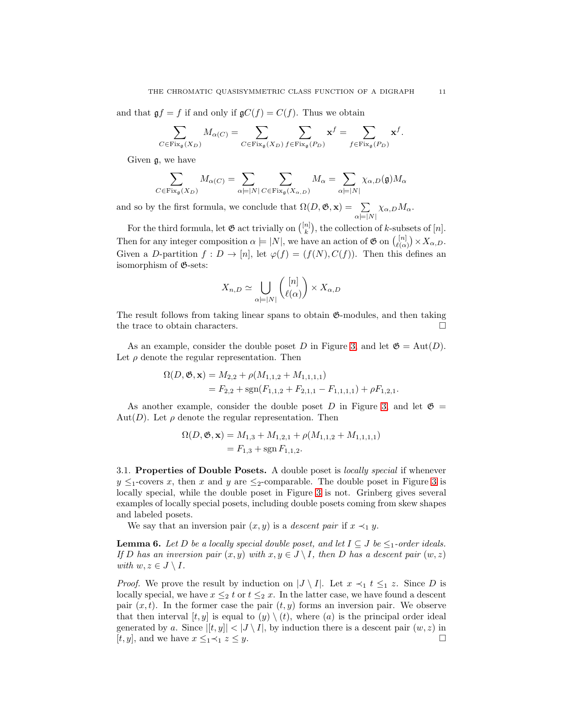and that $\mathfrak{g}f = f$ if and only if $\mathfrak{g}C(f) = C(f)$. Thus we obtain

$$\sum_{C\in \mathrm{Fix}_{\mathfrak{g}}(X_D)} M_{\alpha(C)} = \sum_{C\in \mathrm{Fix}_{\mathfrak{g}}(X_D)} \sum_{f\in \mathrm{Fix}_{\mathfrak{g}}(P_D)} \mathbf{x}^f = \sum_{f\in \mathrm{Fix}_{\mathfrak{g}}(P_D)} \mathbf{x}^f.$$

Given $\mathfrak{g}$, we have

$$\sum_{C\in \mathrm{Fix}_{\mathfrak{g}}(X_D)} M_{\alpha(C)} = \sum_{\alpha\models |N|} \sum_{C\in \mathrm{Fix}_{\mathfrak{g}}(X_{\alpha,D})} M_\alpha = \sum_{\alpha\models|N|} \chi_{\alpha,D}(\mathfrak{g}) M_\alpha$$

and so by the first formula, we conclude that $\Omega(D,\mathfrak{G},\mathbf{x}) = \sum_{\alpha\models|N|} \chi_{\alpha,D} M_\alpha$.

For the third formula, let $\mathfrak{G}$ act trivially on $\binom{[n]}{k}$, the collection of $k$-subsets of $[n]$. Then for any integer composition $\alpha \models |N|$, we have an action of $\mathfrak{G}$ on $\binom{[n]}{\ell(\alpha)} \times X_{\alpha,D}$. Given a $D$-partition $f : D \to [n]$, let $\varphi(f) = (f(N), C(f))$. Then this defines an isomorphism of $\mathfrak{G}$-sets:

$$X_{n,D} \simeq \bigcup_{\alpha\models|N|} \binom{[n]}{\ell(\alpha)} \times X_{\alpha,D}$$

The result follows from taking linear spans to obtain $\mathfrak{G}$-modules, and then taking the trace to obtain characters. $\square$

As an example, consider the double poset $D$ in Figure 3, and let $\mathfrak{G} = \mathrm{Aut}(D)$. Let $\rho$ denote the regular representation. Then

$$\begin{aligned}\Omega(D,\mathfrak{G},\mathbf{x}) &= M_{2,2} + \rho(M_{1,1,2} + M_{1,1,1,1}) \\ &= F_{2,2} + \mathrm{sgn}(F_{1,1,2} + F_{2,1,1} - F_{1,1,1,1}) + \rho F_{1,2,1}.\end{aligned}$$

As another example, consider the double poset $D$ in Figure 3, and let $\mathfrak{G} = \mathrm{Aut}(D)$. Let $\rho$ denote the regular representation. Then

$$\begin{aligned}\Omega(D,\mathfrak{G},\mathbf{x}) &= M_{1,3} + M_{1,2,1} + \rho(M_{1,1,2} + M_{1,1,1,1}) \\ &= F_{1,3} + \mathrm{sgn}\, F_{1,1,2}.\end{aligned}$$

## 3.1. Properties of Double Posets.

A double poset is *locally special* if whenever $y$ $\le_1$-covers $x$, then $x$ and $y$ are $\le_2$-comparable. The double poset in Figure 3 is locally special, while the double poset in Figure 3 is not. Grinberg gives several examples of locally special posets, including double posets coming from skew shapes and labeled posets.

We say that an inversion pair $(x, y)$ is a *descent pair* if $x \prec_1 y$.

**Lemma 6.** *Let $D$ be a locally special double poset, and let $I \subseteq J$ be $\le_1$-order ideals. If $D$ has an inversion pair $(x, y)$ with $x, y \in J \setminus I$, then $D$ has a descent pair $(w, z)$ with $w, z \in J \setminus I$.*

*Proof.* We prove the result by induction on $|J \setminus I|$. Let $x \prec_1 t \le_1 z$. Since $D$ is locally special, we have $x \le_2 t$ or $t \le_2 x$. In the latter case, we have found a descent pair $(x, t)$. In the former case the pair $(t, y)$ forms an inversion pair. We observe that then interval $[t, y]$ is equal to $(y) \setminus (t)$, where $(a)$ is the principal order ideal generated by $a$. Since $|[t, y]| < |J \setminus I|$, by induction there is a descent pair $(w, z)$ in $[t, y]$, and we have $x \le_1 \prec_1 z \le y$. $\square$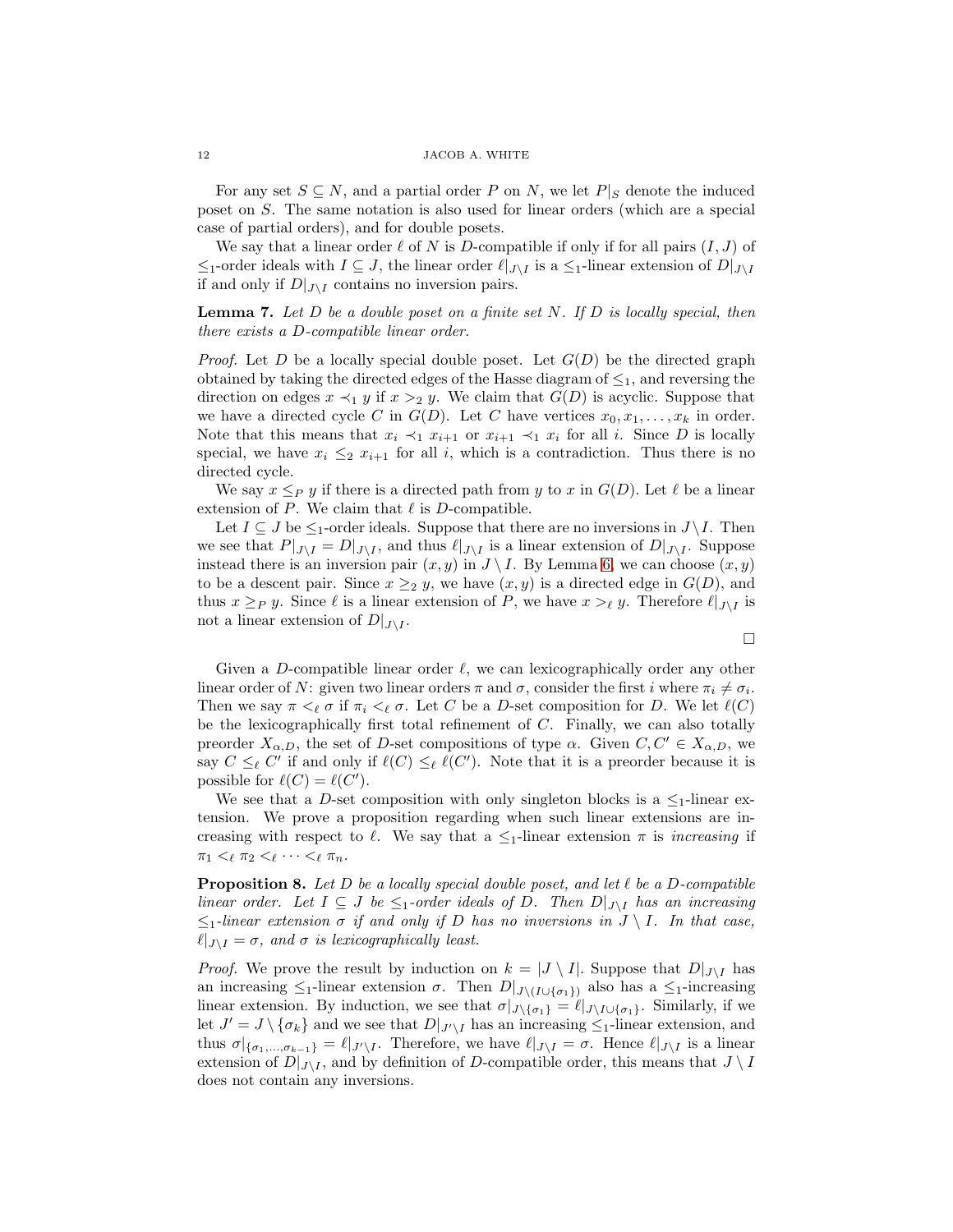For any set $S \subseteq N$, and a partial order $P$ on $N$, we let $P|_S$ denote the induced poset on $S$. The same notation is also used for linear orders (which are a special case of partial orders), and for double posets.

We say that a linear order $\ell$ of $N$ is $D$-compatible if only if for all pairs $(I, J)$ of $\leq_1$-order ideals with $I \subseteq J$, the linear order $\ell|_{J \setminus I}$ is a $\leq_1$-linear extension of $D|_{J\setminus I}$ if and only if $D|_{J\setminus I}$ contains no inversion pairs.

**Lemma 7.** *Let $D$ be a double poset on a finite set $N$. If $D$ is locally special, then there exists a $D$-compatible linear order.*

*Proof.* Let $D$ be a locally special double poset. Let $G(D)$ be the directed graph obtained by taking the directed edges of the Hasse diagram of $\leq_1$, and reversing the direction on edges $x \prec_1 y$ if $x >_2 y$. We claim that $G(D)$ is acyclic. Suppose that we have a directed cycle $C$ in $G(D)$. Let $C$ have vertices $x_0, x_1, \ldots, x_k$ in order. Note that this means that $x_i \prec_1 x_{i+1}$ or $x_{i+1} \prec_1 x_i$ for all $i$. Since $D$ is locally special, we have $x_i \leq_2 x_{i+1}$ for all $i$, which is a contradiction. Thus there is no directed cycle.

We say $x \leq_P y$ if there is a directed path from $y$ to $x$ in $G(D)$. Let $\ell$ be a linear extension of $P$. We claim that $\ell$ is $D$-compatible.

Let $I \subseteq J$ be $\leq_1$-order ideals. Suppose that there are no inversions in $J \setminus I$. Then we see that $P|_{J\setminus I} = D|_{J\setminus I}$, and thus $\ell|_{J\setminus I}$ is a linear extension of $D|_{J\setminus I}$. Suppose instead there is an inversion pair $(x, y)$ in $J \setminus I$. By Lemma 6, we can choose $(x, y)$ to be a descent pair. Since $x \geq_2 y$, we have $(x, y)$ is a directed edge in $G(D)$, and thus $x \geq_P y$. Since $\ell$ is a linear extension of $P$, we have $x >_\ell y$. Therefore $\ell|_{J\setminus I}$ is not a linear extension of $D|_{J\setminus I}$. □

Given a $D$-compatible linear order $\ell$, we can lexicographically order any other linear order of $N$: given two linear orders $\pi$ and $\sigma$, consider the first $i$ where $\pi_i \neq \sigma_i$. Then we say $\pi <_\ell \sigma$ if $\pi_i <_\ell \sigma$. Let $C$ be a $D$-set composition for $D$. We let $\ell(C)$ be the lexicographically first total refinement of $C$. Finally, we can also totally preorder $X_{\alpha,D}$, the set of $D$-set compositions of type $\alpha$. Given $C, C' \in X_{\alpha,D}$, we say $C \leq_\ell C'$ if and only if $\ell(C) \leq_\ell \ell(C')$. Note that it is a preorder because it is possible for $\ell(C) = \ell(C')$.

We see that a $D$-set composition with only singleton blocks is a $\leq_1$-linear extension. We prove a proposition regarding when such linear extensions are increasing with respect to $\ell$. We say that a $\leq_1$-linear extension $\pi$ is *increasing* if $\pi_1 <_\ell \pi_2 <_\ell \cdots <_\ell \pi_n$.

**Proposition 8.** *Let $D$ be a locally special double poset, and let $\ell$ be a $D$-compatible linear order. Let $I \subseteq J$ be $\leq_1$-order ideals of $D$. Then $D|_{J\setminus I}$ has an increasing $\leq_1$-linear extension $\sigma$ if and only if $D$ has no inversions in $J \setminus I$. In that case, $\ell|_{J\setminus I} = \sigma$, and $\sigma$ is lexicographically least.*

*Proof.* We prove the result by induction on $k = |J \setminus I|$. Suppose that $D|_{J\setminus I}$ has an increasing $\leq_1$-linear extension $\sigma$. Then $D|_{J\setminus(I\cup\{\sigma_1\})}$ also has a $\leq_1$-increasing linear extension. By induction, we see that $\sigma|_{J\setminus\{\sigma_1\}} = \ell|_{J\setminus I\cup\{\sigma_1\}}$. Similarly, if we let $J' = J \setminus \{\sigma_k\}$ and we see that $D|_{J'\setminus I}$ has an increasing $\leq_1$-linear extension, and thus $\sigma|_{\{\sigma_1,\ldots,\sigma_{k-1}\}} = \ell|_{J'\setminus I}$. Therefore, we have $\ell|_{J\setminus I} = \sigma$. Hence $\ell|_{J\setminus I}$ is a linear extension of $D|_{J\setminus I}$, and by definition of $D$-compatible order, this means that $J \setminus I$ does not contain any inversions.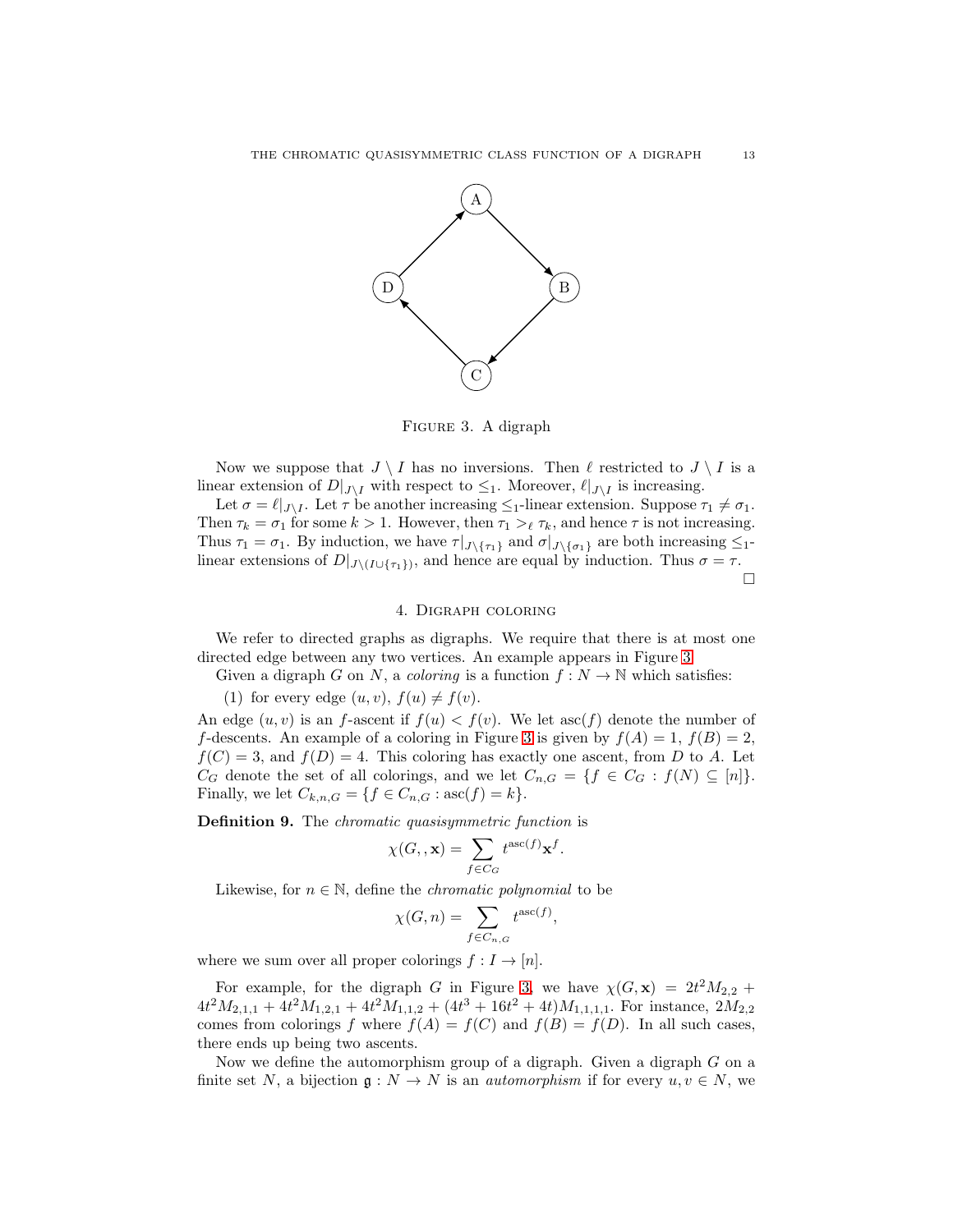A

D B

C

Figure 3. A digraph

Now we suppose that $J \setminus I$ has no inversions. Then $\ell$ restricted to $J \setminus I$ is a linear extension of $D|_{J\setminus I}$ with respect to $\leq_1$. Moreover, $\ell|_{J\setminus I}$ is increasing.

Let $\sigma = \ell|_{J\setminus I}$. Let $\tau$ be another increasing $\leq_1$-linear extension. Suppose $\tau_1 \neq \sigma_1$. Then $\tau_k = \sigma_1$ for some $k > 1$. However, then $\tau_1 >_\ell \tau_k$, and hence $\tau$ is not increasing. Thus $\tau_1 = \sigma_1$. By induction, we have $\tau|_{J\setminus\{\tau_1\}}$ and $\sigma|_{J\setminus\{\sigma_1\}}$ are both increasing $\leq_1$-linear extensions of $D|_{J\setminus(I\cup\{\tau_1\})}$, and hence are equal by induction. Thus $\sigma = \tau$. □

## 4. Digraph coloring

We refer to directed graphs as digraphs. We require that there is at most one directed edge between any two vertices. An example appears in Figure 3.

Given a digraph $G$ on $N$, a *coloring* is a function $f : N \to \mathbb{N}$ which satisfies:

(1) for every edge $(u, v)$, $f(u) \neq f(v)$.

An edge $(u, v)$ is an $f$-ascent if $f(u) < f(v)$. We let $\operatorname{asc}(f)$ denote the number of $f$-descents. An example of a coloring in Figure 3 is given by $f(A) = 1$, $f(B) = 2$, $f(C) = 3$, and $f(D) = 4$. This coloring has exactly one ascent, from $D$ to $A$. Let $C_G$ denote the set of all colorings, and we let $C_{n,G} = \{f \in C_G : f(N) \subseteq [n]\}$. Finally, we let $C_{k,n,G} = \{f \in C_{n,G} : \operatorname{asc}(f) = k\}$.

**Definition 9.** The *chromatic quasisymmetric function* is

$$\chi(G, , \mathbf{x}) = \sum_{f \in C_G} t^{\operatorname{asc}(f)} \mathbf{x}^f.$$

Likewise, for $n \in \mathbb{N}$, define the *chromatic polynomial* to be

$$\chi(G, n) = \sum_{f \in C_{n,G}} t^{\operatorname{asc}(f)},$$

where we sum over all proper colorings $f : I \to [n]$.

For example, for the digraph $G$ in Figure 3, we have $\chi(G, \mathbf{x}) = 2t^2 M_{2,2} + 4t^2 M_{2,1,1} + 4t^2 M_{1,2,1} + 4t^2 M_{1,1,2} + (4t^3 + 16t^2 + 4t) M_{1,1,1,1}$. For instance, $2M_{2,2}$ comes from colorings $f$ where $f(A) = f(C)$ and $f(B) = f(D)$. In all such cases, there ends up being two ascents.

Now we define the automorphism group of a digraph. Given a digraph $G$ on a finite set $N$, a bijection $\mathfrak{g} : N \to N$ is an *automorphism* if for every $u, v \in N$, we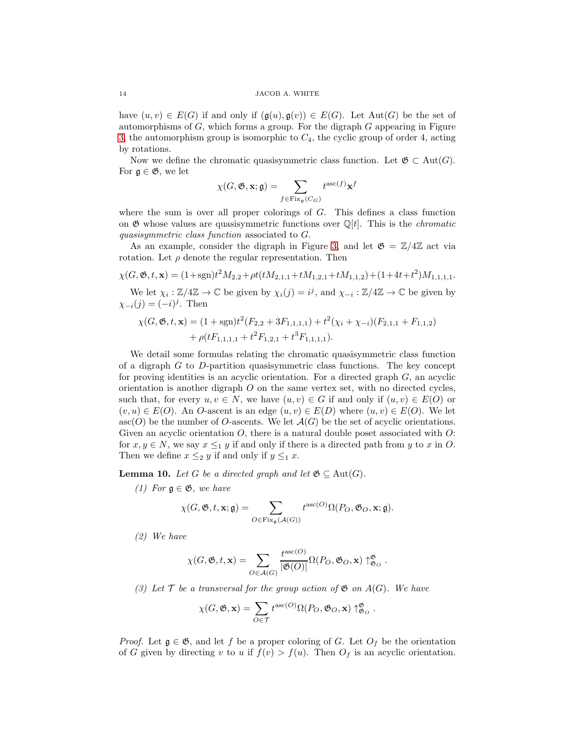have $(u, v) \in E(G)$ if and only if $(\mathfrak{g}(u), \mathfrak{g}(v)) \in E(G)$. Let $\mathrm{Aut}(G)$ be the set of automorphisms of $G$, which forms a group. For the digraph $G$ appearing in Figure 3, the automorphism group is isomorphic to $C_4$, the cyclic group of order 4, acting by rotations.

Now we define the chromatic quasisymmetric class function. Let $\mathfrak{G} \subset \mathrm{Aut}(G)$. For $\mathfrak{g} \in \mathfrak{G}$, we let

$$\chi(G, \mathfrak{G}, \mathbf{x}; \mathfrak{g}) = \sum_{f \in \mathrm{Fix}_{\mathfrak{g}}(C_G)} t^{\mathrm{asc}(f)} \mathbf{x}^f$$

where the sum is over all proper colorings of $G$. This defines a class function on $\mathfrak{G}$ whose values are quasisymmetric functions over $\mathbb{Q}[t]$. This is the *chromatic quasisymmetric class function* associated to $G$.

As an example, consider the digraph in Figure 3, and let $\mathfrak{G} = \mathbb{Z}/4\mathbb{Z}$ act via rotation. Let $\rho$ denote the regular representation. Then

$$\chi(G, \mathfrak{G}, t, \mathbf{x}) = (1+\mathrm{sgn})t^2 M_{2,2} + \rho t(tM_{2,1,1} + tM_{1,2,1} + tM_{1,1,2}) + (1+4t+t^2)M_{1,1,1,1}.$$

We let $\chi_i : \mathbb{Z}/4\mathbb{Z} \to \mathbb{C}$ be given by $\chi_i(j) = i^j$, and $\chi_{-i} : \mathbb{Z}/4\mathbb{Z} \to \mathbb{C}$ be given by $\chi_{-i}(j) = (-i)^j$. Then

$$\begin{aligned}\chi(G, \mathfrak{G}, t, \mathbf{x}) = {} & (1+\mathrm{sgn})t^2(F_{2,2} + 3F_{1,1,1,1}) + t^2(\chi_i + \chi_{-i})(F_{2,1,1} + F_{1,1,2}) \\ & + \rho(tF_{1,1,1,1} + t^2 F_{1,2,1} + t^3 F_{1,1,1,1}).\end{aligned}$$

We detail some formulas relating the chromatic quasisymmetric class function of a digraph $G$ to $D$-partition quasisymmetric class functions. The key concept for proving identities is an acyclic orientation. For a directed graph $G$, an acyclic orientation is another digraph $O$ on the same vertex set, with no directed cycles, such that, for every $u, v \in N$, we have $(u, v) \in G$ if and only if $(u, v) \in E(O)$ or $(v, u) \in E(O)$. An $O$-ascent is an edge $(u, v) \in E(D)$ where $(u, v) \in E(O)$. We let $\mathrm{asc}(O)$ be the number of $O$-ascents. We let $\mathcal{A}(G)$ be the set of acyclic orientations. Given an acyclic orientation $O$, there is a natural double poset associated with $O$: for $x, y \in N$, we say $x \leq_1 y$ if and only if there is a directed path from $y$ to $x$ in $O$. Then we define $x \leq_2 y$ if and only if $y \leq_1 x$.

**Lemma 10.** *Let $G$ be a directed graph and let $\mathfrak{G} \subseteq \mathrm{Aut}(G)$.*

*(1) For $\mathfrak{g} \in \mathfrak{G}$, we have*

$$\chi(G, \mathfrak{G}, t, \mathbf{x}; \mathfrak{g}) = \sum_{O \in \mathrm{Fix}_{\mathfrak{g}}(\mathcal{A}(G))} t^{\mathrm{asc}(O)} \Omega(P_O, \mathfrak{G}_O, \mathbf{x}; \mathfrak{g}).$$

*(2) We have*

$$\chi(G, \mathfrak{G}, t, \mathbf{x}) = \sum_{O \in \mathcal{A}(G)} \frac{t^{\mathrm{asc}(O)}}{|\mathfrak{G}(O)|} \Omega(P_O, \mathfrak{G}_O, \mathbf{x}) \uparrow_{\mathfrak{G}_O}^{\mathfrak{G}}.$$

*(3) Let $\mathcal{T}$ be a transversal for the group action of $\mathfrak{G}$ on $A(G)$. We have*

$$\chi(G, \mathfrak{G}, \mathbf{x}) = \sum_{O \in \mathcal{T}} t^{\mathrm{asc}(O)} \Omega(P_O, \mathfrak{G}_O, \mathbf{x}) \uparrow_{\mathfrak{G}_O}^{\mathfrak{G}}.$$

*Proof.* Let $\mathfrak{g} \in \mathfrak{G}$, and let $f$ be a proper coloring of $G$. Let $O_f$ be the orientation of $G$ given by directing $v$ to $u$ if $f(v) > f(u)$. Then $O_f$ is an acyclic orientation.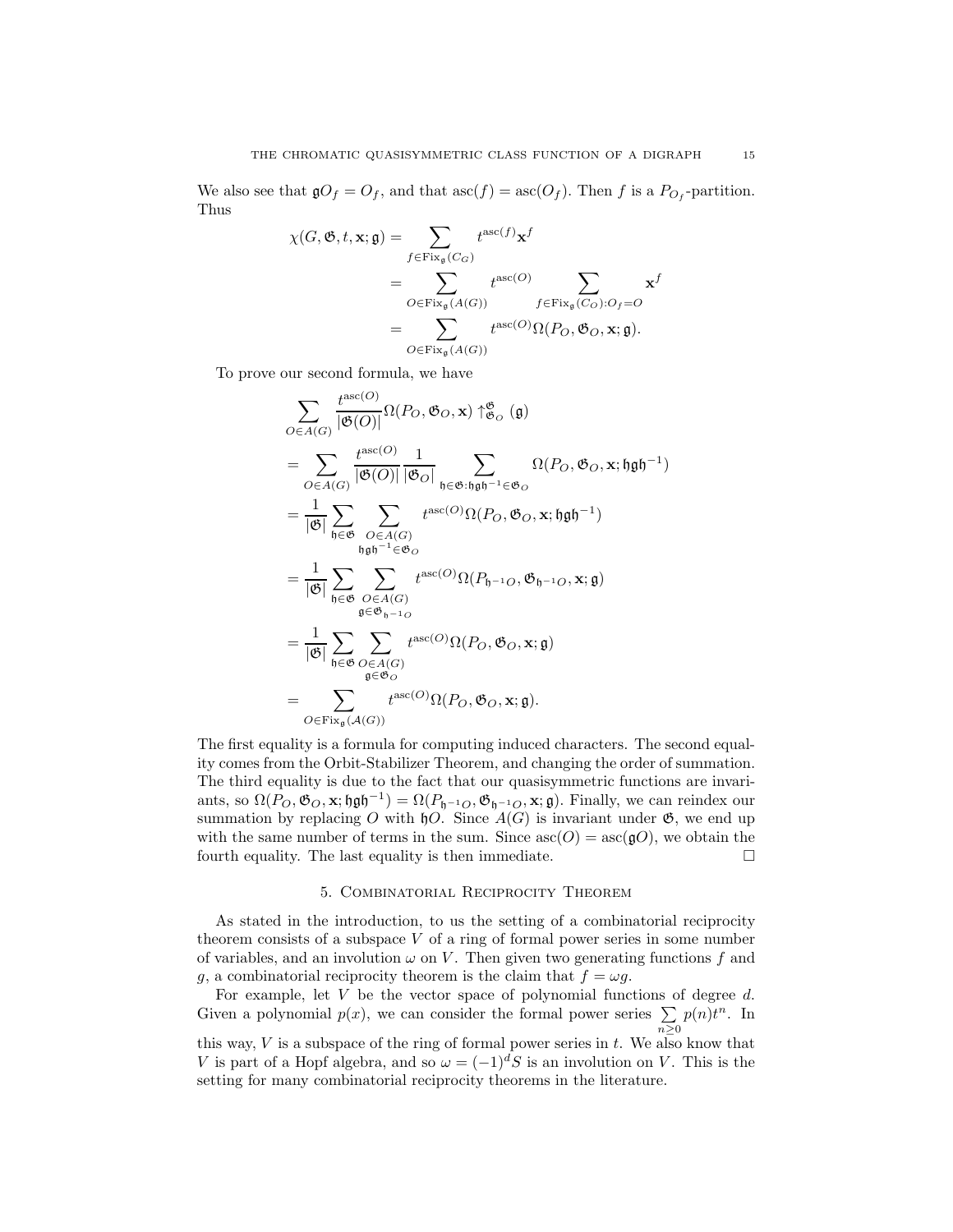We also see that $\mathfrak{g}O_f = O_f$, and that $\operatorname{asc}(f) = \operatorname{asc}(O_f)$. Then $f$ is a $P_{O_f}$-partition. Thus

$$
\begin{aligned}
\chi(G, \mathfrak{G}, t, \mathbf{x}; \mathfrak{g}) &= \sum_{f \in \operatorname{Fix}_{\mathfrak{g}}(C_G)} t^{\operatorname{asc}(f)} \mathbf{x}^f \\
&= \sum_{O \in \operatorname{Fix}_{\mathfrak{g}}(A(G))} t^{\operatorname{asc}(O)} \sum_{f \in \operatorname{Fix}_{\mathfrak{g}}(C_O): O_f = O} \mathbf{x}^f \\
&= \sum_{O \in \operatorname{Fix}_{\mathfrak{g}}(A(G))} t^{\operatorname{asc}(O)} \Omega(P_O, \mathfrak{G}_O, \mathbf{x}; \mathfrak{g}).
\end{aligned}
$$

To prove our second formula, we have

$$
\begin{aligned}
&\sum_{O \in A(G)} \frac{t^{\operatorname{asc}(O)}}{|\mathfrak{G}(O)|} \Omega(P_O, \mathfrak{G}_O, \mathbf{x}) \uparrow_{\mathfrak{G}_O}^{\mathfrak{G}} (\mathfrak{g}) \\
&= \sum_{O \in A(G)} \frac{t^{\operatorname{asc}(O)}}{|\mathfrak{G}(O)|} \frac{1}{|\mathfrak{G}_O|} \sum_{\mathfrak{h} \in \mathfrak{G}: \mathfrak{h}\mathfrak{g}\mathfrak{h}^{-1} \in \mathfrak{G}_O} \Omega(P_O, \mathfrak{G}_O, \mathbf{x}; \mathfrak{h}\mathfrak{g}\mathfrak{h}^{-1}) \\
&= \frac{1}{|\mathfrak{G}|} \sum_{\mathfrak{h} \in \mathfrak{G}} \sum_{\substack{O \in A(G) \\ \mathfrak{h}\mathfrak{g}\mathfrak{h}^{-1} \in \mathfrak{G}_O}} t^{\operatorname{asc}(O)} \Omega(P_O, \mathfrak{G}_O, \mathbf{x}; \mathfrak{h}\mathfrak{g}\mathfrak{h}^{-1}) \\
&= \frac{1}{|\mathfrak{G}|} \sum_{\mathfrak{h} \in \mathfrak{G}} \sum_{\substack{O \in A(G) \\ \mathfrak{g} \in \mathfrak{G}_{\mathfrak{h}^{-1}O}}} t^{\operatorname{asc}(O)} \Omega(P_{\mathfrak{h}^{-1}O}, \mathfrak{G}_{\mathfrak{h}^{-1}O}, \mathbf{x}; \mathfrak{g}) \\
&= \frac{1}{|\mathfrak{G}|} \sum_{\mathfrak{h} \in \mathfrak{G}} \sum_{\substack{O \in A(G) \\ \mathfrak{g} \in \mathfrak{G}_O}} t^{\operatorname{asc}(O)} \Omega(P_O, \mathfrak{G}_O, \mathbf{x}; \mathfrak{g}) \\
&= \sum_{O \in \operatorname{Fix}_{\mathfrak{g}}(A(G))} t^{\operatorname{asc}(O)} \Omega(P_O, \mathfrak{G}_O, \mathbf{x}; \mathfrak{g}).
\end{aligned}
$$

The first equality is a formula for computing induced characters. The second equality comes from the Orbit-Stabilizer Theorem, and changing the order of summation. The third equality is due to the fact that our quasisymmetric functions are invariants, so $\Omega(P_O, \mathfrak{G}_O, \mathbf{x}; \mathfrak{h}\mathfrak{g}\mathfrak{h}^{-1}) = \Omega(P_{\mathfrak{h}^{-1}O}, \mathfrak{G}_{\mathfrak{h}^{-1}O}, \mathbf{x}; \mathfrak{g})$. Finally, we can reindex our summation by replacing $O$ with $\mathfrak{h}O$. Since $A(G)$ is invariant under $\mathfrak{G}$, we end up with the same number of terms in the sum. Since $\operatorname{asc}(O) = \operatorname{asc}(\mathfrak{g}O)$, we obtain the fourth equality. The last equality is then immediate. □

## 5. Combinatorial Reciprocity Theorem

As stated in the introduction, to us the setting of a combinatorial reciprocity theorem consists of a subspace $V$ of a ring of formal power series in some number of variables, and an involution $\omega$ on $V$. Then given two generating functions $f$ and $g$, a combinatorial reciprocity theorem is the claim that $f = \omega g$.

For example, let $V$ be the vector space of polynomial functions of degree $d$. Given a polynomial $p(x)$, we can consider the formal power series $\sum_{n \geq 0} p(n)t^n$. In this way, $V$ is a subspace of the ring of formal power series in $t$. We also know that $V$ is part of a Hopf algebra, and so $\omega = (-1)^d S$ is an involution on $V$. This is the setting for many combinatorial reciprocity theorems in the literature.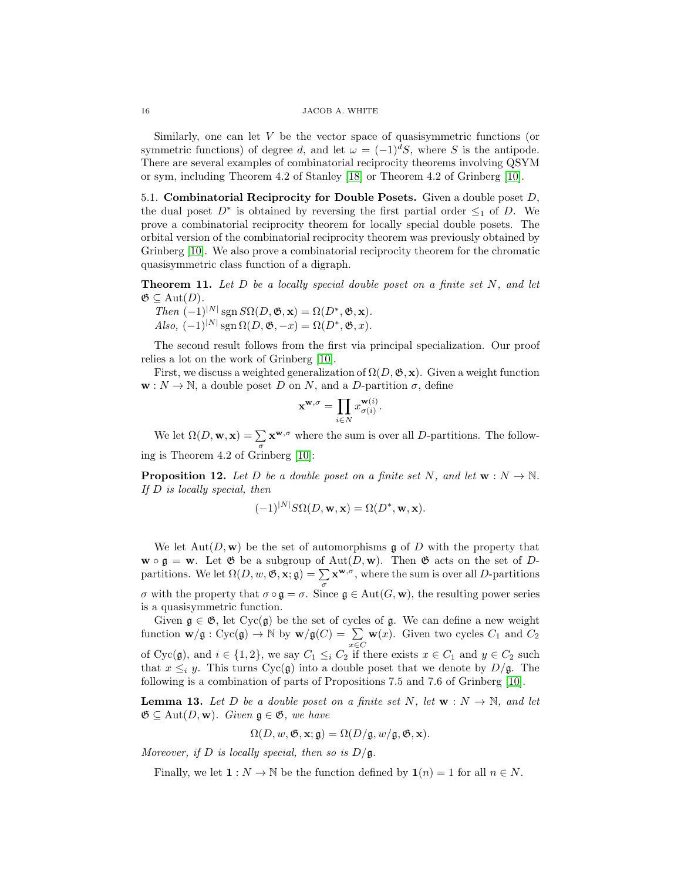Similarly, one can let $V$ be the vector space of quasisymmetric functions (or symmetric functions) of degree $d$, and let $\omega = (-1)^d S$, where $S$ is the antipode. There are several examples of combinatorial reciprocity theorems involving QSYM or sym, including Theorem 4.2 of Stanley [18] or Theorem 4.2 of Grinberg [10].

### 5.1. Combinatorial Reciprocity for Double Posets.

Given a double poset $D$, the dual poset $D^*$ is obtained by reversing the first partial order $\leq_1$ of $D$. We prove a combinatorial reciprocity theorem for locally special double posets. The orbital version of the combinatorial reciprocity theorem was previously obtained by Grinberg [10]. We also prove a combinatorial reciprocity theorem for the chromatic quasisymmetric class function of a digraph.

**Theorem 11.** *Let $D$ be a locally special double poset on a finite set $N$, and let $\mathfrak{G} \subseteq \mathrm{Aut}(D)$.*

*Then $(-1)^{|N|} \operatorname{sgn} S\Omega(D, \mathfrak{G}, \mathbf{x}) = \Omega(D^*, \mathfrak{G}, \mathbf{x})$.*

*Also, $(-1)^{|N|} \operatorname{sgn} \Omega(D, \mathfrak{G}, -x) = \Omega(D^*, \mathfrak{G}, x)$.*

The second result follows from the first via principal specialization. Our proof relies a lot on the work of Grinberg [10].

First, we discuss a weighted generalization of $\Omega(D, \mathfrak{G}, \mathbf{x})$. Given a weight function $\mathbf{w} : N \to \mathbb{N}$, a double poset $D$ on $N$, and a $D$-partition $\sigma$, define

$$\mathbf{x}^{\mathbf{w},\sigma} = \prod_{i \in N} x_{\sigma(i)}^{\mathbf{w}(i)}.$$

We let $\Omega(D, \mathbf{w}, \mathbf{x}) = \sum_{\sigma} \mathbf{x}^{\mathbf{w},\sigma}$ where the sum is over all $D$-partitions. The following is Theorem 4.2 of Grinberg [10]:

**Proposition 12.** *Let $D$ be a double poset on a finite set $N$, and let $\mathbf{w} : N \to \mathbb{N}$. If $D$ is locally special, then*

$$(-1)^{|N|} S\Omega(D, \mathbf{w}, \mathbf{x}) = \Omega(D^*, \mathbf{w}, \mathbf{x}).$$

We let $\mathrm{Aut}(D, \mathbf{w})$ be the set of automorphisms $\mathfrak{g}$ of $D$ with the property that $\mathbf{w} \circ \mathfrak{g} = \mathbf{w}$. Let $\mathfrak{G}$ be a subgroup of $\mathrm{Aut}(D, \mathbf{w})$. Then $\mathfrak{G}$ acts on the set of $D$-partitions. We let $\Omega(D, w, \mathfrak{G}, \mathbf{x}; \mathfrak{g}) = \sum_{\sigma} \mathbf{x}^{\mathbf{w},\sigma}$, where the sum is over all $D$-partitions $\sigma$ with the property that $\sigma \circ \mathfrak{g} = \sigma$. Since $\mathfrak{g} \in \mathrm{Aut}(G, \mathbf{w})$, the resulting power series is a quasisymmetric function.

Given $\mathfrak{g} \in \mathfrak{G}$, let $\mathrm{Cyc}(\mathfrak{g})$ be the set of cycles of $\mathfrak{g}$. We can define a new weight function $\mathbf{w}/\mathfrak{g} : \mathrm{Cyc}(\mathfrak{g}) \to \mathbb{N}$ by $\mathbf{w}/\mathfrak{g}(C) = \sum_{x \in C} \mathbf{w}(x)$. Given two cycles $C_1$ and $C_2$ of $\mathrm{Cyc}(\mathfrak{g})$, and $i \in \{1, 2\}$, we say $C_1 \leq_i C_2$ if there exists $x \in C_1$ and $y \in C_2$ such that $x \leq_i y$. This turns $\mathrm{Cyc}(\mathfrak{g})$ into a double poset that we denote by $D/\mathfrak{g}$. The following is a combination of parts of Propositions 7.5 and 7.6 of Grinberg [10].

**Lemma 13.** *Let $D$ be a double poset on a finite set $N$, let $\mathbf{w} : N \to \mathbb{N}$, and let $\mathfrak{G} \subseteq \mathrm{Aut}(D, \mathbf{w})$. Given $\mathfrak{g} \in \mathfrak{G}$, we have*

$$\Omega(D, w, \mathfrak{G}, \mathbf{x}; \mathfrak{g}) = \Omega(D/\mathfrak{g}, w/\mathfrak{g}, \mathfrak{G}, \mathbf{x}).$$

*Moreover, if $D$ is locally special, then so is $D/\mathfrak{g}$.*

Finally, we let $\mathbf{1} : N \to \mathbb{N}$ be the function defined by $\mathbf{1}(n) = 1$ for all $n \in N$.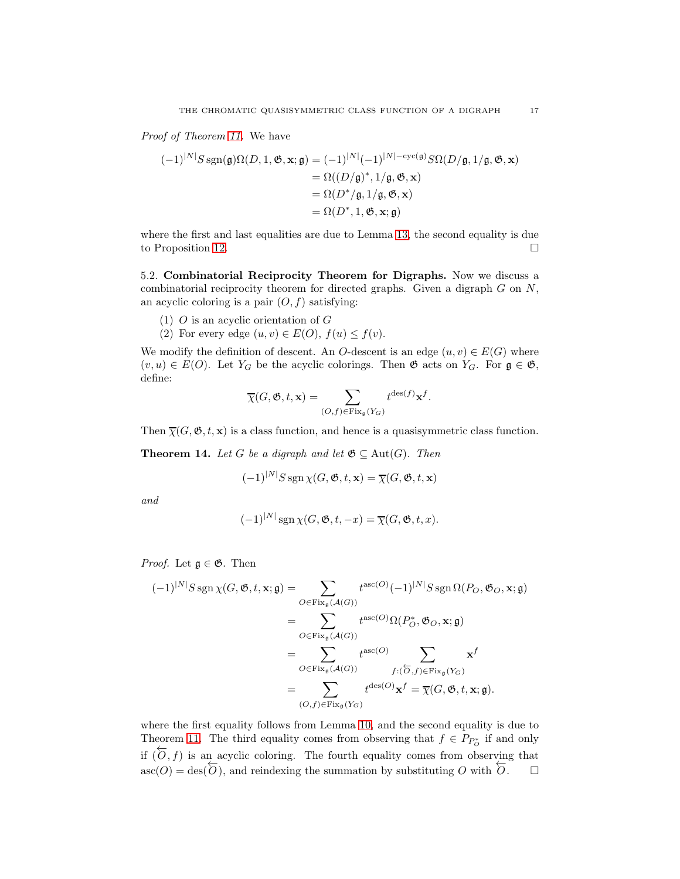*Proof of Theorem 11.* We have

$$
\begin{aligned}
(-1)^{|N|} S \operatorname{sgn}(\mathfrak{g}) \Omega(D, 1, \mathfrak{G}, \mathbf{x}; \mathfrak{g}) &= (-1)^{|N|}(-1)^{|N|-\operatorname{cyc}(\mathfrak{g})} S \Omega(D/\mathfrak{g}, 1/\mathfrak{g}, \mathfrak{G}, \mathbf{x}) \\
&= \Omega((D/\mathfrak{g})^*, 1/\mathfrak{g}, \mathfrak{G}, \mathbf{x}) \\
&= \Omega(D^*/\mathfrak{g}, 1/\mathfrak{g}, \mathfrak{G}, \mathbf{x}) \\
&= \Omega(D^*, 1, \mathfrak{G}, \mathbf{x}; \mathfrak{g})
\end{aligned}
$$

where the first and last equalities are due to Lemma 13, the second equality is due to Proposition 12. □

### 5.2. Combinatorial Reciprocity Theorem for Digraphs.

Now we discuss a combinatorial reciprocity theorem for directed graphs. Given a digraph $G$ on $N$, an acyclic coloring is a pair $(O, f)$ satisfying:

1. $O$ is an acyclic orientation of $G$
2. For every edge $(u, v) \in E(O)$, $f(u) \leq f(v)$.

We modify the definition of descent. An $O$-descent is an edge $(u, v) \in E(G)$ where $(v, u) \in E(O)$. Let $Y_G$ be the acyclic colorings. Then $\mathfrak{G}$ acts on $Y_G$. For $\mathfrak{g} \in \mathfrak{G}$, define:

$$
\overline{\chi}(G, \mathfrak{G}, t, \mathbf{x}) = \sum_{(O,f) \in \operatorname{Fix}_{\mathfrak{g}}(Y_G)} t^{\operatorname{des}(f)} \mathbf{x}^f.
$$

Then $\overline{\chi}(G, \mathfrak{G}, t, \mathbf{x})$ is a class function, and hence is a quasisymmetric class function.

**Theorem 14.** *Let $G$ be a digraph and let $\mathfrak{G} \subseteq \operatorname{Aut}(G)$. Then*

$$
(-1)^{|N|} S \operatorname{sgn} \chi(G, \mathfrak{G}, t, \mathbf{x}) = \overline{\chi}(G, \mathfrak{G}, t, \mathbf{x})
$$

*and*

$$
(-1)^{|N|} \operatorname{sgn} \chi(G, \mathfrak{G}, t, -x) = \overline{\chi}(G, \mathfrak{G}, t, x).
$$

*Proof.* Let $\mathfrak{g} \in \mathfrak{G}$. Then

$$
\begin{aligned}
(-1)^{|N|} S \operatorname{sgn} \chi(G, \mathfrak{G}, t, \mathbf{x}; \mathfrak{g}) &= \sum_{O \in \operatorname{Fix}_{\mathfrak{g}}(\mathcal{A}(G))} t^{\operatorname{asc}(O)} (-1)^{|N|} S \operatorname{sgn} \Omega(P_O, \mathfrak{G}_O, \mathbf{x}; \mathfrak{g}) \\
&= \sum_{O \in \operatorname{Fix}_{\mathfrak{g}}(\mathcal{A}(G))} t^{\operatorname{asc}(O)} \Omega(P_O^*, \mathfrak{G}_O, \mathbf{x}; \mathfrak{g}) \\
&= \sum_{O \in \operatorname{Fix}_{\mathfrak{g}}(\mathcal{A}(G))} t^{\operatorname{asc}(O)} \sum_{f : (\overleftarrow{O}, f) \in \operatorname{Fix}_{\mathfrak{g}}(Y_G)} \mathbf{x}^f \\
&= \sum_{(O,f) \in \operatorname{Fix}_{\mathfrak{g}}(Y_G)} t^{\operatorname{des}(O)} \mathbf{x}^f = \overline{\chi}(G, \mathfrak{G}, t, \mathbf{x}; \mathfrak{g}).
\end{aligned}
$$

where the first equality follows from Lemma 10, and the second equality is due to Theorem 11. The third equality comes from observing that $f \in P_{P_O^*}$ if and only if $(\overleftarrow{O}, f)$ is an acyclic coloring. The fourth equality comes from observing that $\operatorname{asc}(O) = \operatorname{des}(\overleftarrow{O})$, and reindexing the summation by substituting $O$ with $\overleftarrow{O}$. □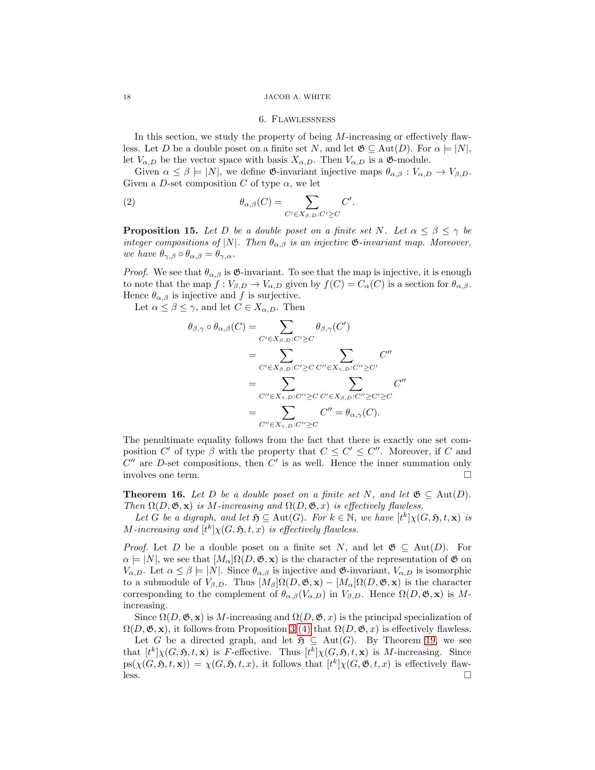## 6. Flawlessness

In this section, we study the property of being $M$-increasing or effectively flawless. Let $D$ be a double poset on a finite set $N$, and let $\mathfrak{G} \subseteq \mathrm{Aut}(D)$. For $\alpha \models |N|$, let $V_{\alpha,D}$ be the vector space with basis $X_{\alpha,D}$. Then $V_{\alpha,D}$ is a $\mathfrak{G}$-module.

Given $\alpha \leq \beta \models |N|$, we define $\mathfrak{G}$-invariant injective maps $\theta_{\alpha,\beta} : V_{\alpha,D} \to V_{\beta,D}$. Given a $D$-set composition $C$ of type $\alpha$, we let

$$\theta_{\alpha,\beta}(C) = \sum_{C' \in X_{\beta,D} : C' \geq C} C'. \tag{2}$$

**Proposition 15.** *Let $D$ be a double poset on a finite set $N$. Let $\alpha \leq \beta \leq \gamma$ be integer compositions of $|N|$. Then $\theta_{\alpha,\beta}$ is an injective $\mathfrak{G}$-invariant map. Moreover, we have $\theta_{\gamma,\beta} \circ \theta_{\alpha,\beta} = \theta_{\gamma,\alpha}$.*

*Proof.* We see that $\theta_{\alpha,\beta}$ is $\mathfrak{G}$-invariant. To see that the map is injective, it is enough to note that the map $f : V_{\beta,D} \to V_{\alpha,D}$ given by $f(C) = C_\alpha(C)$ is a section for $\theta_{\alpha,\beta}$. Hence $\theta_{\alpha,\beta}$ is injective and $f$ is surjective.

Let $\alpha \leq \beta \leq \gamma$, and let $C \in X_{\alpha,D}$. Then

$$\begin{aligned}
\theta_{\beta,\gamma} \circ \theta_{\alpha,\beta}(C) &= \sum_{C' \in X_{\beta,D} : C' \geq C} \theta_{\beta,\gamma}(C') \\
&= \sum_{C' \in X_{\beta,D} : C' \geq C} \sum_{C'' \in X_{\gamma,D} : C'' \geq C'} C'' \\
&= \sum_{C'' \in X_{\gamma,D} : C'' \geq C} \sum_{C' \in X_{\beta,D} : C'' \geq C' \geq C} C'' \\
&= \sum_{C'' \in X_{\gamma,D} : C'' \geq C} C'' = \theta_{\alpha,\gamma}(C).
\end{aligned}$$

The penultimate equality follows from the fact that there is exactly one set composition $C'$ of type $\beta$ with the property that $C \leq C' \leq C''$. Moreover, if $C$ and $C''$ are $D$-set compositions, then $C'$ is as well. Hence the inner summation only involves one term. $\square$

**Theorem 16.** *Let $D$ be a double poset on a finite set $N$, and let $\mathfrak{G} \subseteq \mathrm{Aut}(D)$. Then $\Omega(D, \mathfrak{G}, \mathbf{x})$ is $M$-increasing and $\Omega(D, \mathfrak{G}, x)$ is effectively flawless.*

*Let $G$ be a digraph, and let $\mathfrak{H} \subseteq \mathrm{Aut}(G)$. For $k \in \mathbb{N}$, we have $[t^k]\chi(G, \mathfrak{H}, t, \mathbf{x})$ is $M$-increasing and $[t^k]\chi(G, \mathfrak{H}, t, x)$ is effectively flawless.*

*Proof.* Let $D$ be a double poset on a finite set $N$, and let $\mathfrak{G} \subseteq \mathrm{Aut}(D)$. For $\alpha \models |N|$, we see that $[M_\alpha]\Omega(D, \mathfrak{G}, \mathbf{x})$ is the character of the representation of $\mathfrak{G}$ on $V_{\alpha,D}$. Let $\alpha \leq \beta \models |N|$. Since $\theta_{\alpha,\beta}$ is injective and $\mathfrak{G}$-invariant, $V_{\alpha,D}$ is isomorphic to a submodule of $V_{\beta,D}$. Thus $[M_\beta]\Omega(D, \mathfrak{G}, \mathbf{x}) - [M_\alpha]\Omega(D, \mathfrak{G}, \mathbf{x})$ is the character corresponding to the complement of $\theta_{\alpha,\beta}(V_{\alpha,D})$ in $V_{\beta,D}$. Hence $\Omega(D, \mathfrak{G}, \mathbf{x})$ is $M$-increasing.

Since $\Omega(D, \mathfrak{G}, \mathbf{x})$ is $M$-increasing and $\Omega(D, \mathfrak{G}, x)$ is the principal specialization of $\Omega(D, \mathfrak{G}, \mathbf{x})$, it follows from Proposition 3 (4) that $\Omega(D, \mathfrak{G}, x)$ is effectively flawless.

Let $G$ be a directed graph, and let $\mathfrak{H} \subseteq \mathrm{Aut}(G)$. By Theorem 19, we see that $[t^k]\chi(G, \mathfrak{H}, t, \mathbf{x})$ is $F$-effective. Thus $[t^k]\chi(G, \mathfrak{H}, t, \mathbf{x})$ is $M$-increasing. Since $\mathrm{ps}(\chi(G, \mathfrak{H}, t, \mathbf{x})) = \chi(G, \mathfrak{H}, t, x)$, it follows that $[t^k]\chi(G, \mathfrak{G}, t, x)$ is effectively flawless. $\square$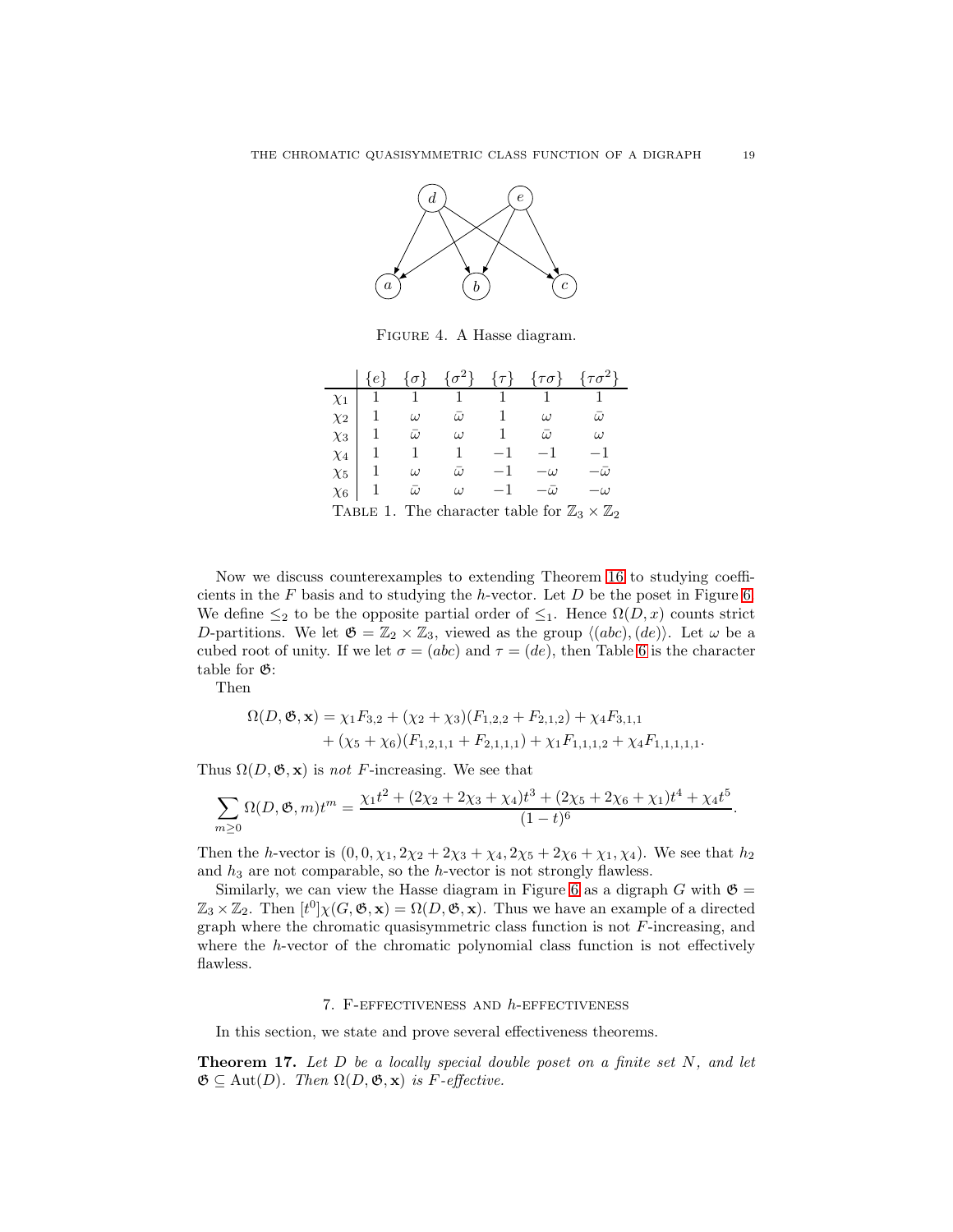Figure 4. A Hasse diagram.

| | $\{e\}$ | $\{\sigma\}$ | $\{\sigma^2\}$ | $\{\tau\}$ | $\{\tau\sigma\}$ | $\{\tau\sigma^2\}$ |
|---|---|---|---|---|---|---|
| $\chi_1$ | 1 | 1 | 1 | 1 | 1 | 1 |
| $\chi_2$ | 1 | $\omega$ | $\bar{\omega}$ | 1 | $\omega$ | $\bar{\omega}$ |
| $\chi_3$ | 1 | $\bar{\omega}$ | $\omega$ | 1 | $\bar{\omega}$ | $\omega$ |
| $\chi_4$ | 1 | 1 | 1 | $-1$ | $-1$ | $-1$ |
| $\chi_5$ | 1 | $\omega$ | $\bar{\omega}$ | $-1$ | $-\omega$ | $-\bar{\omega}$ |
| $\chi_6$ | 1 | $\bar{\omega}$ | $\omega$ | $-1$ | $-\bar{\omega}$ | $-\omega$ |

Table 1. The character table for $\mathbb{Z}_3 \times \mathbb{Z}_2$

Now we discuss counterexamples to extending Theorem 16 to studying coefficients in the $F$ basis and to studying the $h$-vector. Let $D$ be the poset in Figure 6. We define $\leq_2$ to be the opposite partial order of $\leq_1$. Hence $\Omega(D, x)$ counts strict $D$-partitions. We let $\mathfrak{G} = \mathbb{Z}_2 \times \mathbb{Z}_3$, viewed as the group $\langle (abc), (de) \rangle$. Let $\omega$ be a cubed root of unity. If we let $\sigma = (abc)$ and $\tau = (de)$, then Table 6 is the character table for $\mathfrak{G}$:

Then

$$\Omega(D, \mathfrak{G}, \mathbf{x}) = \chi_1 F_{3,2} + (\chi_2 + \chi_3)(F_{1,2,2} + F_{2,1,2}) + \chi_4 F_{3,1,1}$$
$$+ (\chi_5 + \chi_6)(F_{1,2,1,1} + F_{2,1,1,1}) + \chi_1 F_{1,1,1,2} + \chi_4 F_{1,1,1,1,1}.$$

Thus $\Omega(D, \mathfrak{G}, \mathbf{x})$ is *not* $F$-increasing. We see that

$$\sum_{m \geq 0} \Omega(D, \mathfrak{G}, m) t^m = \frac{\chi_1 t^2 + (2\chi_2 + 2\chi_3 + \chi_4) t^3 + (2\chi_5 + 2\chi_6 + \chi_1) t^4 + \chi_4 t^5}{(1-t)^6}.$$

Then the $h$-vector is $(0, 0, \chi_1, 2\chi_2 + 2\chi_3 + \chi_4, 2\chi_5 + 2\chi_6 + \chi_1, \chi_4)$. We see that $h_2$ and $h_3$ are not comparable, so the $h$-vector is not strongly flawless.

Similarly, we can view the Hasse diagram in Figure 6 as a digraph $G$ with $\mathfrak{G} = \mathbb{Z}_3 \times \mathbb{Z}_2$. Then $[t^0]\chi(G, \mathfrak{G}, \mathbf{x}) = \Omega(D, \mathfrak{G}, \mathbf{x})$. Thus we have an example of a directed graph where the chromatic quasisymmetric class function is not $F$-increasing, and where the $h$-vector of the chromatic polynomial class function is not effectively flawless.

## 7. F-effectiveness and $h$-effectiveness

In this section, we state and prove several effectiveness theorems.

**Theorem 17.** *Let $D$ be a locally special double poset on a finite set $N$, and let $\mathfrak{G} \subseteq \mathrm{Aut}(D)$. Then $\Omega(D, \mathfrak{G}, \mathbf{x})$ is $F$-effective.*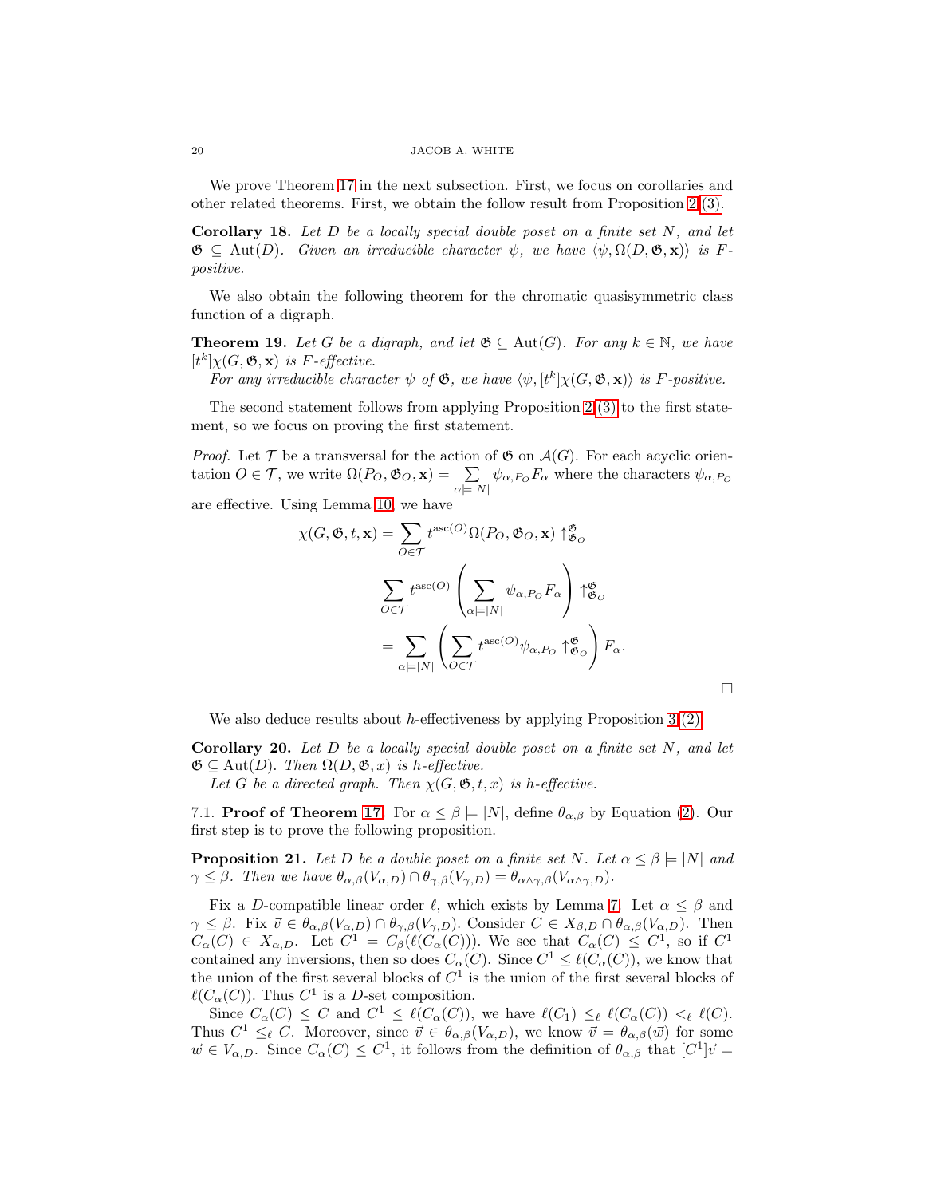We prove Theorem 17 in the next subsection. First, we focus on corollaries and other related theorems. First, we obtain the follow result from Proposition 2 (3).

**Corollary 18.** *Let $D$ be a locally special double poset on a finite set $N$, and let $\mathfrak{G} \subseteq \operatorname{Aut}(D)$. Given an irreducible character $\psi$, we have $\langle \psi, \Omega(D, \mathfrak{G}, \mathbf{x}) \rangle$ is $F$-positive.*

We also obtain the following theorem for the chromatic quasisymmetric class function of a digraph.

**Theorem 19.** *Let $G$ be a digraph, and let $\mathfrak{G} \subseteq \operatorname{Aut}(G)$. For any $k \in \mathbb{N}$, we have $[t^k]\chi(G, \mathfrak{G}, \mathbf{x})$ is $F$-effective.*

*For any irreducible character $\psi$ of $\mathfrak{G}$, we have $\langle \psi, [t^k]\chi(G, \mathfrak{G}, \mathbf{x}) \rangle$ is $F$-positive.*

The second statement follows from applying Proposition 2 (3) to the first statement, so we focus on proving the first statement.

*Proof.* Let $\mathcal{T}$ be a transversal for the action of $\mathfrak{G}$ on $\mathcal{A}(G)$. For each acyclic orientation $O \in \mathcal{T}$, we write $\Omega(P_O, \mathfrak{G}_O, \mathbf{x}) = \sum_{\alpha \models |N|} \psi_{\alpha, P_O} F_\alpha$ where the characters $\psi_{\alpha, P_O}$ are effective. Using Lemma 10, we have

$$
\begin{aligned}
\chi(G, \mathfrak{G}, t, \mathbf{x}) &= \sum_{O \in \mathcal{T}} t^{\operatorname{asc}(O)} \Omega(P_O, \mathfrak{G}_O, \mathbf{x}) \uparrow_{\mathfrak{G}_O}^{\mathfrak{G}} \\
&\sum_{O \in \mathcal{T}} t^{\operatorname{asc}(O)} \left( \sum_{\alpha \models |N|} \psi_{\alpha, P_O} F_\alpha \right) \uparrow_{\mathfrak{G}_O}^{\mathfrak{G}} \\
&= \sum_{\alpha \models |N|} \left( \sum_{O \in \mathcal{T}} t^{\operatorname{asc}(O)} \psi_{\alpha, P_O} \uparrow_{\mathfrak{G}_O}^{\mathfrak{G}} \right) F_\alpha.
\end{aligned}
$$

$\square$

We also deduce results about $h$-effectiveness by applying Proposition 3 (2).

**Corollary 20.** *Let $D$ be a locally special double poset on a finite set $N$, and let $\mathfrak{G} \subseteq \operatorname{Aut}(D)$. Then $\Omega(D, \mathfrak{G}, x)$ is $h$-effective.*

*Let $G$ be a directed graph. Then $\chi(G, \mathfrak{G}, t, x)$ is $h$-effective.*

### 7.1. Proof of Theorem 17.

For $\alpha \leq \beta \models |N|$, define $\theta_{\alpha,\beta}$ by Equation (2). Our first step is to prove the following proposition.

**Proposition 21.** *Let $D$ be a double poset on a finite set $N$. Let $\alpha \leq \beta \models |N|$ and $\gamma \leq \beta$. Then we have $\theta_{\alpha,\beta}(V_{\alpha,D}) \cap \theta_{\gamma,\beta}(V_{\gamma,D}) = \theta_{\alpha \wedge \gamma, \beta}(V_{\alpha \wedge \gamma, D})$.*

Fix a $D$-compatible linear order $\ell$, which exists by Lemma 7. Let $\alpha \leq \beta$ and $\gamma \leq \beta$. Fix $\vec{v} \in \theta_{\alpha,\beta}(V_{\alpha,D}) \cap \theta_{\gamma,\beta}(V_{\gamma,D})$. Consider $C \in X_{\beta,D} \cap \theta_{\alpha,\beta}(V_{\alpha,D})$. Then $C_\alpha(C) \in X_{\alpha,D}$. Let $C^1 = C_\beta(\ell(C_\alpha(C)))$. We see that $C_\alpha(C) \leq C^1$, so if $C^1$ contained any inversions, then so does $C_\alpha(C)$. Since $C^1 \leq \ell(C_\alpha(C))$, we know that the union of the first several blocks of $C^1$ is the union of the first several blocks of $\ell(C_\alpha(C))$. Thus $C^1$ is a $D$-set composition.

Since $C_\alpha(C) \leq C$ and $C^1 \leq \ell(C_\alpha(C))$, we have $\ell(C_1) \leq_\ell \ell(C_\alpha(C)) <_\ell \ell(C)$. Thus $C^1 \leq_\ell C$. Moreover, since $\vec{v} \in \theta_{\alpha,\beta}(V_{\alpha,D})$, we know $\vec{v} = \theta_{\alpha,\beta}(\vec{w})$ for some $\vec{w} \in V_{\alpha,D}$. Since $C_\alpha(C) \leq C^1$, it follows from the definition of $\theta_{\alpha,\beta}$ that $[C^1]\vec{v} =$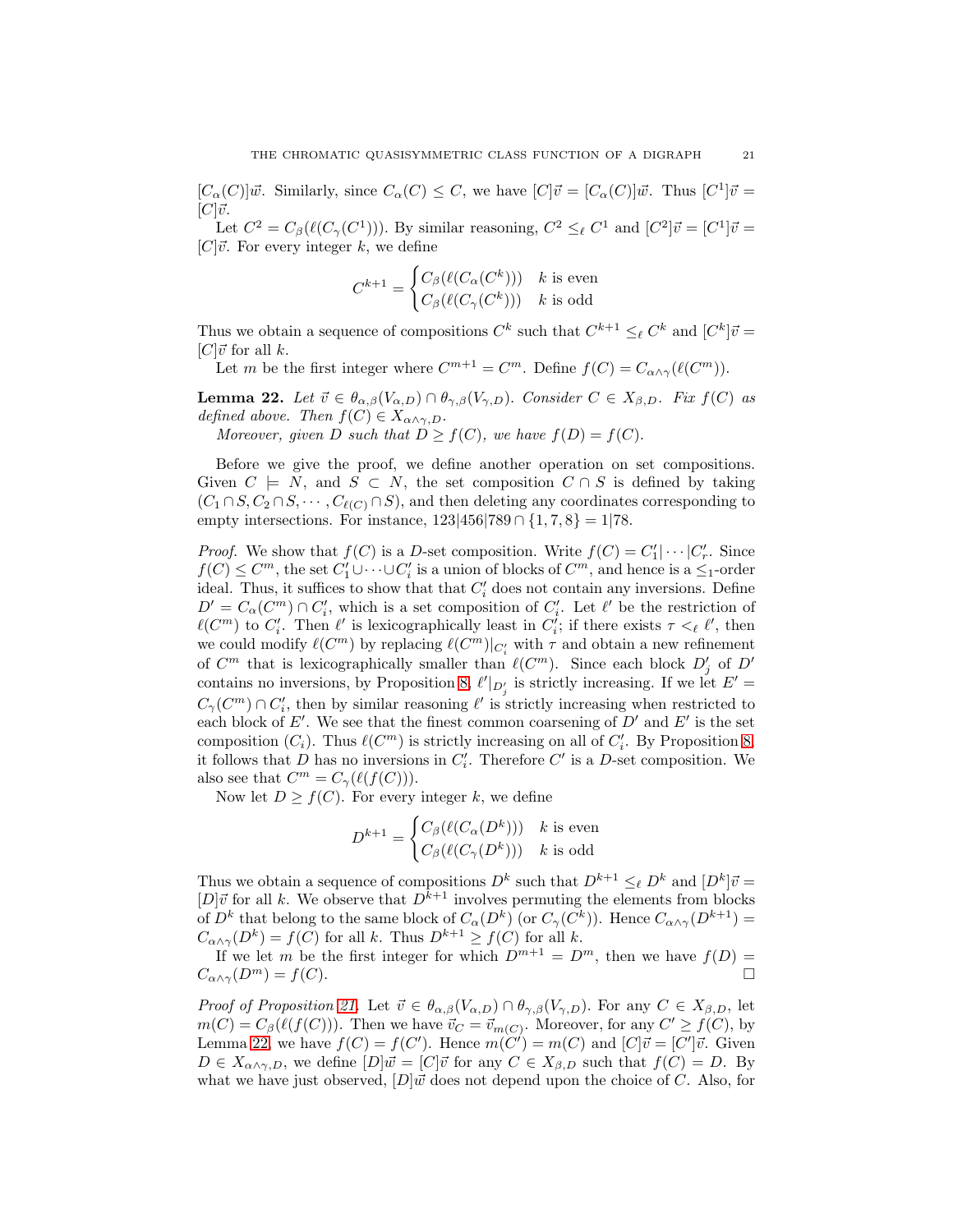$[C_\alpha(C)]\vec{w}$. Similarly, since $C_\alpha(C) \le C$, we have $[C]\vec{v} = [C_\alpha(C)]\vec{w}$. Thus $[C^1]\vec{v} = [C]\vec{v}$.

Let $C^2 = C_\beta(\ell(C_\gamma(C^1)))$. By similar reasoning, $C^2 \le_\ell C^1$ and $[C^2]\vec{v} = [C^1]\vec{v} = [C]\vec{v}$. For every integer $k$, we define

$$C^{k+1} = \begin{cases} C_\beta(\ell(C_\alpha(C^k))) & k \text{ is even} \\ C_\beta(\ell(C_\gamma(C^k))) & k \text{ is odd} \end{cases}$$

Thus we obtain a sequence of compositions $C^k$ such that $C^{k+1} \le_\ell C^k$ and $[C^k]\vec{v} = [C]\vec{v}$ for all $k$.

Let $m$ be the first integer where $C^{m+1} = C^m$. Define $f(C) = C_{\alpha\wedge\gamma}(\ell(C^m))$.

**Lemma 22.** *Let $\vec{v} \in \theta_{\alpha,\beta}(V_{\alpha,D}) \cap \theta_{\gamma,\beta}(V_{\gamma,D})$. Consider $C \in X_{\beta,D}$. Fix $f(C)$ as defined above. Then $f(C) \in X_{\alpha\wedge\gamma,D}$.*

*Moreover, given $D$ such that $D \ge f(C)$, we have $f(D) = f(C)$.*

Before we give the proof, we define another operation on set compositions. Given $C \models N$, and $S \subset N$, the set composition $C \cap S$ is defined by taking $(C_1 \cap S, C_2 \cap S, \cdots, C_{\ell(C)} \cap S)$, and then deleting any coordinates corresponding to empty intersections. For instance, $123|456|789 \cap \{1,7,8\} = 1|78$.

*Proof.* We show that $f(C)$ is a $D$-set composition. Write $f(C) = C'_1|\cdots|C'_r$. Since $f(C) \le C^m$, the set $C'_1 \cup \cdots \cup C'_i$ is a union of blocks of $C^m$, and hence is a $\le_1$-order ideal. Thus, it suffices to show that that $C'_i$ does not contain any inversions. Define $D' = C_\alpha(C^m) \cap C'_i$, which is a set composition of $C'_i$. Let $\ell'$ be the restriction of $\ell(C^m)$ to $C'_i$. Then $\ell'$ is lexicographically least in $C'_i$; if there exists $\tau <_\ell \ell'$, then we could modify $\ell(C^m)$ by replacing $\ell(C^m)|_{C'_i}$ with $\tau$ and obtain a new refinement of $C^m$ that is lexicographically smaller than $\ell(C^m)$. Since each block $D'_j$ of $D'$ contains no inversions, by Proposition 8, $\ell'|_{D'_j}$ is strictly increasing. If we let $E' = C_\gamma(C^m) \cap C'_i$, then by similar reasoning $\ell'$ is strictly increasing when restricted to each block of $E'$. We see that the finest common coarsening of $D'$ and $E'$ is the set composition $(C_i)$. Thus $\ell(C^m)$ is strictly increasing on all of $C'_i$. By Proposition 8, it follows that $D$ has no inversions in $C'_i$. Therefore $C'$ is a $D$-set composition. We also see that $C^m = C_\gamma(\ell(f(C)))$.

Now let $D \ge f(C)$. For every integer $k$, we define

$$D^{k+1} = \begin{cases} C_\beta(\ell(C_\alpha(D^k))) & k \text{ is even} \\ C_\beta(\ell(C_\gamma(D^k))) & k \text{ is odd} \end{cases}$$

Thus we obtain a sequence of compositions $D^k$ such that $D^{k+1} \le_\ell D^k$ and $[D^k]\vec{v} = [D]\vec{v}$ for all $k$. We observe that $D^{k+1}$ involves permuting the elements from blocks of $D^k$ that belong to the same block of $C_\alpha(D^k)$ (or $C_\gamma(C^k)$). Hence $C_{\alpha\wedge\gamma}(D^{k+1}) = C_{\alpha\wedge\gamma}(D^k) = f(C)$ for all $k$. Thus $D^{k+1} \ge f(C)$ for all $k$.

If we let $m$ be the first integer for which $D^{m+1} = D^m$, then we have $f(D) = C_{\alpha\wedge\gamma}(D^m) = f(C)$. $\square$

*Proof of Proposition 21.* Let $\vec{v} \in \theta_{\alpha,\beta}(V_{\alpha,D}) \cap \theta_{\gamma,\beta}(V_{\gamma,D})$. For any $C \in X_{\beta,D}$, let $m(C) = C_\beta(\ell(f(C)))$. Then we have $\vec{v}_C = \vec{v}_{m(C)}$. Moreover, for any $C' \ge f(C)$, by Lemma 22, we have $f(C) = f(C')$. Hence $m(C') = m(C)$ and $[C]\vec{v} = [C']\vec{v}$. Given $D \in X_{\alpha\wedge\gamma,D}$, we define $[D]\vec{w} = [C]\vec{v}$ for any $C \in X_{\beta,D}$ such that $f(C) = D$. By what we have just observed, $[D]\vec{w}$ does not depend upon the choice of $C$. Also, for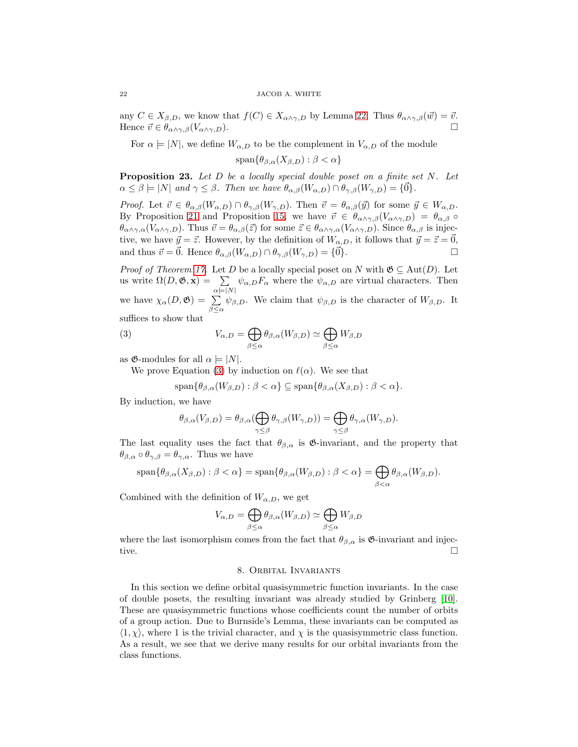any $C \in X_{\beta,D}$, we know that $f(C) \in X_{\alpha\wedge\gamma,D}$ by Lemma 22. Thus $\theta_{\alpha\wedge\gamma,\beta}(\vec{w}) = \vec{v}$. Hence $\vec{v} \in \theta_{\alpha\wedge\gamma,\beta}(V_{\alpha\wedge\gamma,D})$. □

For $\alpha \models |N|$, we define $W_{\alpha,D}$ to be the complement in $V_{\alpha,D}$ of the module

$$\operatorname{span}\{\theta_{\beta,\alpha}(X_{\beta,D}) : \beta < \alpha\}$$

**Proposition 23.** *Let $D$ be a locally special double poset on a finite set $N$. Let $\alpha \leq \beta \models |N|$ and $\gamma \leq \beta$. Then we have $\theta_{\alpha,\beta}(W_{\alpha,D}) \cap \theta_{\gamma,\beta}(W_{\gamma,D}) = \{\vec{0}\}$.*

*Proof.* Let $\vec{v} \in \theta_{\alpha,\beta}(W_{\alpha,D}) \cap \theta_{\gamma,\beta}(W_{\gamma,D})$. Then $\vec{v} = \theta_{\alpha,\beta}(\vec{y})$ for some $\vec{y} \in W_{\alpha,D}$. By Proposition 21 and Proposition 15, we have $\vec{v} \in \theta_{\alpha\wedge\gamma,\beta}(V_{\alpha\wedge\gamma,D}) = \theta_{\alpha,\beta} \circ \theta_{\alpha\wedge\gamma,\alpha}(V_{\alpha\wedge\gamma,D})$. Thus $\vec{v} = \theta_{\alpha,\beta}(\vec{z})$ for some $\vec{z} \in \theta_{\alpha\wedge\gamma,\alpha}(V_{\alpha\wedge\gamma,D})$. Since $\theta_{\alpha,\beta}$ is injective, we have $\vec{y} = \vec{z}$. However, by the definition of $W_{\alpha,D}$, it follows that $\vec{y} = \vec{z} = \vec{0}$, and thus $\vec{v} = \vec{0}$. Hence $\theta_{\alpha,\beta}(W_{\alpha,D}) \cap \theta_{\gamma,\beta}(W_{\gamma,D}) = \{\vec{0}\}$. □

*Proof of Theorem 17.* Let $D$ be a locally special poset on $N$ with $\mathfrak{G} \subseteq \operatorname{Aut}(D)$. Let us write $\Omega(D, \mathfrak{G}, \mathbf{x}) = \sum_{\alpha \models |N|} \psi_{\alpha,D} F_\alpha$ where the $\psi_{\alpha,D}$ are virtual characters. Then we have $\chi_\alpha(D, \mathfrak{G}) = \sum_{\beta \leq \alpha} \psi_{\beta,D}$. We claim that $\psi_{\beta,D}$ is the character of $W_{\beta,D}$. It suffices to show that

$$V_{\alpha,D} = \bigoplus_{\beta \leq \alpha} \theta_{\beta,\alpha}(W_{\beta,D}) \simeq \bigoplus_{\beta \leq \alpha} W_{\beta,D} \tag{3}$$

as $\mathfrak{G}$-modules for all $\alpha \models |N|$.

We prove Equation (3) by induction on $\ell(\alpha)$. We see that

$$\operatorname{span}\{\theta_{\beta,\alpha}(W_{\beta,D}) : \beta < \alpha\} \subseteq \operatorname{span}\{\theta_{\beta,\alpha}(X_{\beta,D}) : \beta < \alpha\}.$$

By induction, we have

$$\theta_{\beta,\alpha}(V_{\beta,D}) = \theta_{\beta,\alpha}(\bigoplus_{\gamma \leq \beta} \theta_{\gamma,\beta}(W_{\gamma,D})) = \bigoplus_{\gamma \leq \beta} \theta_{\gamma,\alpha}(W_{\gamma,D}).$$

The last equality uses the fact that $\theta_{\beta,\alpha}$ is $\mathfrak{G}$-invariant, and the property that $\theta_{\beta,\alpha} \circ \theta_{\gamma,\beta} = \theta_{\gamma,\alpha}$. Thus we have

$$\operatorname{span}\{\theta_{\beta,\alpha}(X_{\beta,D}) : \beta < \alpha\} = \operatorname{span}\{\theta_{\beta,\alpha}(W_{\beta,D}) : \beta < \alpha\} = \bigoplus_{\beta < \alpha} \theta_{\beta,\alpha}(W_{\beta,D}).$$

Combined with the definition of $W_{\alpha,D}$, we get

$$V_{\alpha,D} = \bigoplus_{\beta \leq \alpha} \theta_{\beta,\alpha}(W_{\beta,D}) \simeq \bigoplus_{\beta \leq \alpha} W_{\beta,D}$$

where the last isomorphism comes from the fact that $\theta_{\beta,\alpha}$ is $\mathfrak{G}$-invariant and injective. □

## 8. Orbital Invariants

In this section we define orbital quasisymmetric function invariants. In the case of double posets, the resulting invariant was already studied by Grinberg [10]. These are quasisymmetric functions whose coefficients count the number of orbits of a group action. Due to Burnside's Lemma, these invariants can be computed as $\langle 1, \chi \rangle$, where 1 is the trivial character, and $\chi$ is the quasisymmetric class function. As a result, we see that we derive many results for our orbital invariants from the class functions.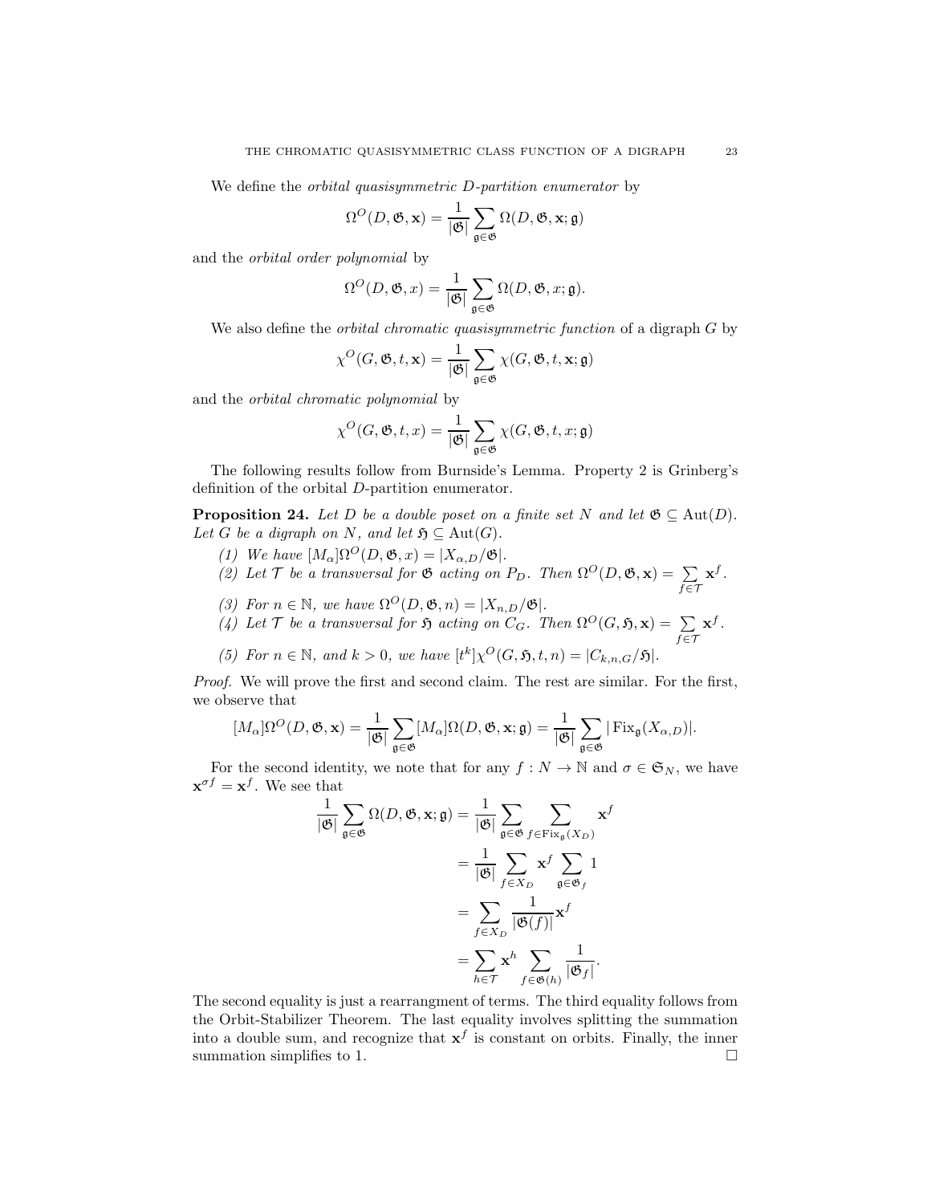We define the *orbital quasisymmetric D-partition enumerator* by

$$\Omega^O(D, \mathfrak{G}, \mathbf{x}) = \frac{1}{|\mathfrak{G}|} \sum_{\mathfrak{g} \in \mathfrak{G}} \Omega(D, \mathfrak{G}, \mathbf{x}; \mathfrak{g})$$

and the *orbital order polynomial* by

$$\Omega^O(D, \mathfrak{G}, x) = \frac{1}{|\mathfrak{G}|} \sum_{\mathfrak{g} \in \mathfrak{G}} \Omega(D, \mathfrak{G}, x; \mathfrak{g}).$$

We also define the *orbital chromatic quasisymmetric function* of a digraph $G$ by

$$\chi^O(G, \mathfrak{G}, t, \mathbf{x}) = \frac{1}{|\mathfrak{G}|} \sum_{\mathfrak{g} \in \mathfrak{G}} \chi(G, \mathfrak{G}, t, \mathbf{x}; \mathfrak{g})$$

and the *orbital chromatic polynomial* by

$$\chi^O(G, \mathfrak{G}, t, x) = \frac{1}{|\mathfrak{G}|} \sum_{\mathfrak{g} \in \mathfrak{G}} \chi(G, \mathfrak{G}, t, x; \mathfrak{g})$$

The following results follow from Burnside's Lemma. Property 2 is Grinberg's definition of the orbital $D$-partition enumerator.

**Proposition 24.** *Let $D$ be a double poset on a finite set $N$ and let $\mathfrak{G} \subseteq \mathrm{Aut}(D)$. Let $G$ be a digraph on $N$, and let $\mathfrak{H} \subseteq \mathrm{Aut}(G)$.*

1. *We have $[M_\alpha]\Omega^O(D, \mathfrak{G}, x) = |X_{\alpha,D}/\mathfrak{G}|$.*
2. *Let $\mathcal{T}$ be a transversal for $\mathfrak{G}$ acting on $P_D$. Then $\Omega^O(D, \mathfrak{G}, \mathbf{x}) = \sum_{f \in \mathcal{T}} \mathbf{x}^f$.*
3. *For $n \in \mathbb{N}$, we have $\Omega^O(D, \mathfrak{G}, n) = |X_{n,D}/\mathfrak{G}|$.*
4. *Let $\mathcal{T}$ be a transversal for $\mathfrak{H}$ acting on $C_G$. Then $\Omega^O(G, \mathfrak{H}, \mathbf{x}) = \sum_{f \in \mathcal{T}} \mathbf{x}^f$.*
5. *For $n \in \mathbb{N}$, and $k > 0$, we have $[t^k]\chi^O(G, \mathfrak{H}, t, n) = |C_{k,n,G}/\mathfrak{H}|$.*

*Proof.* We will prove the first and second claim. The rest are similar. For the first, we observe that

$$[M_\alpha]\Omega^O(D, \mathfrak{G}, \mathbf{x}) = \frac{1}{|\mathfrak{G}|} \sum_{\mathfrak{g} \in \mathfrak{G}} [M_\alpha]\Omega(D, \mathfrak{G}, \mathbf{x}; \mathfrak{g}) = \frac{1}{|\mathfrak{G}|} \sum_{\mathfrak{g} \in \mathfrak{G}} |\operatorname{Fix}_{\mathfrak{g}}(X_{\alpha,D})|.$$

For the second identity, we note that for any $f : N \to \mathbb{N}$ and $\sigma \in \mathfrak{S}_N$, we have $\mathbf{x}^{\sigma f} = \mathbf{x}^f$. We see that

$$\begin{aligned}
\frac{1}{|\mathfrak{G}|} \sum_{\mathfrak{g} \in \mathfrak{G}} \Omega(D, \mathfrak{G}, \mathbf{x}; \mathfrak{g}) &= \frac{1}{|\mathfrak{G}|} \sum_{\mathfrak{g} \in \mathfrak{G}} \sum_{f \in \operatorname{Fix}_{\mathfrak{g}}(X_D)} \mathbf{x}^f \\
&= \frac{1}{|\mathfrak{G}|} \sum_{f \in X_D} \mathbf{x}^f \sum_{\mathfrak{g} \in \mathfrak{G}_f} 1 \\
&= \sum_{f \in X_D} \frac{1}{|\mathfrak{G}(f)|} \mathbf{x}^f \\
&= \sum_{h \in \mathcal{T}} \mathbf{x}^h \sum_{f \in \mathfrak{G}(h)} \frac{1}{|\mathfrak{G}_f|}.
\end{aligned}$$

The second equality is just a rearrangment of terms. The third equality follows from the Orbit-Stabilizer Theorem. The last equality involves splitting the summation into a double sum, and recognize that $\mathbf{x}^f$ is constant on orbits. Finally, the inner summation simplifies to 1. $\square$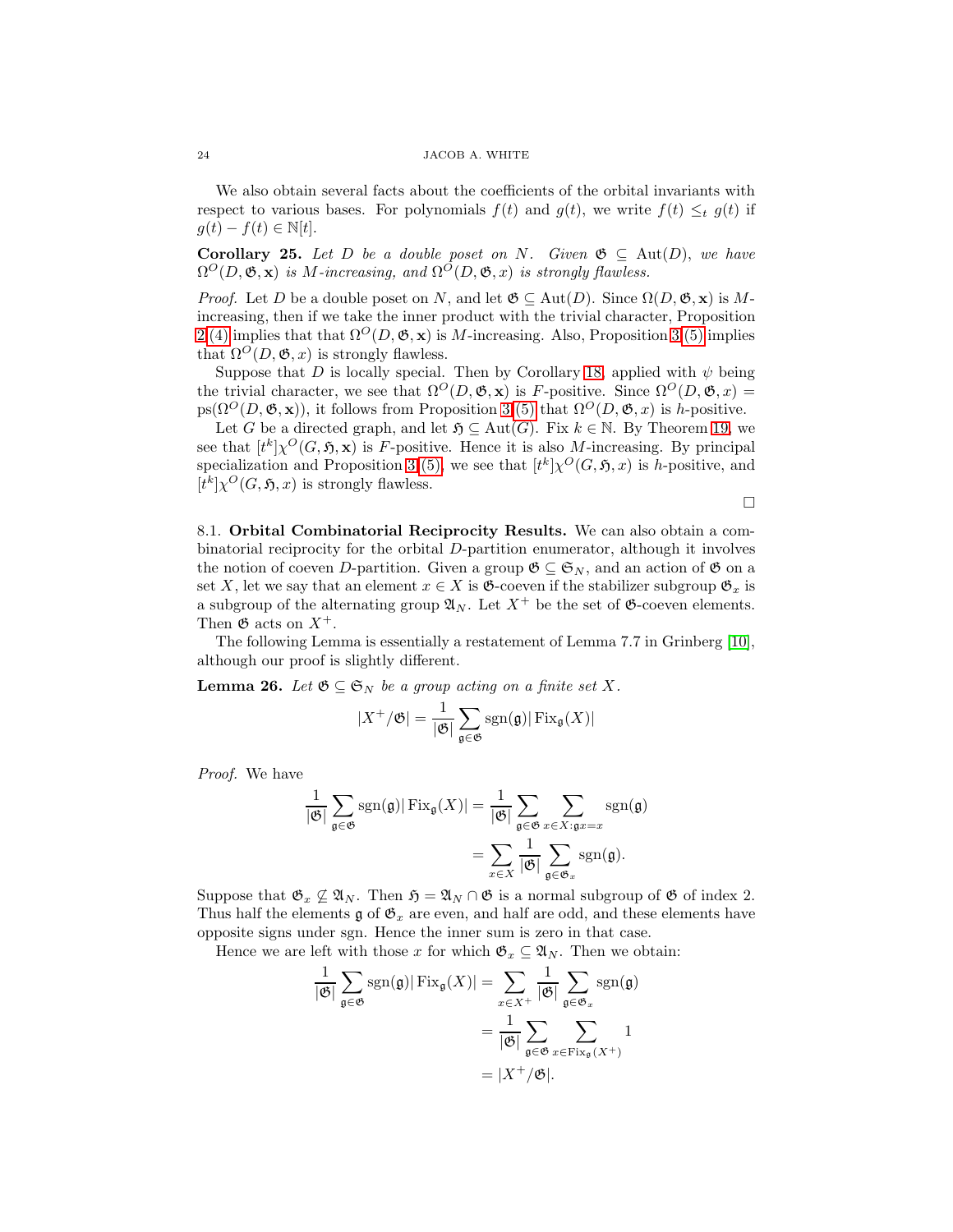We also obtain several facts about the coefficients of the orbital invariants with respect to various bases. For polynomials $f(t)$ and $g(t)$, we write $f(t) \leq_t g(t)$ if $g(t) - f(t) \in \mathbb{N}[t]$.

**Corollary 25.** *Let $D$ be a double poset on $N$. Given $\mathfrak{G} \subseteq \mathrm{Aut}(D)$, we have $\Omega^O(D, \mathfrak{G}, \mathbf{x})$ is $M$-increasing, and $\Omega^O(D, \mathfrak{G}, x)$ is strongly flawless.*

*Proof.* Let $D$ be a double poset on $N$, and let $\mathfrak{G} \subseteq \mathrm{Aut}(D)$. Since $\Omega(D, \mathfrak{G}, \mathbf{x})$ is $M$-increasing, then if we take the inner product with the trivial character, Proposition 2 (4) implies that that $\Omega^O(D, \mathfrak{G}, \mathbf{x})$ is $M$-increasing. Also, Proposition 3 (5) implies that $\Omega^O(D, \mathfrak{G}, x)$ is strongly flawless.

Suppose that $D$ is locally special. Then by Corollary 18, applied with $\psi$ being the trivial character, we see that $\Omega^O(D, \mathfrak{G}, \mathbf{x})$ is $F$-positive. Since $\Omega^O(D, \mathfrak{G}, x) = \mathrm{ps}(\Omega^O(D, \mathfrak{G}, \mathbf{x}))$, it follows from Proposition 3 (5) that $\Omega^O(D, \mathfrak{G}, x)$ is $h$-positive.

Let $G$ be a directed graph, and let $\mathfrak{H} \subseteq \mathrm{Aut}(G)$. Fix $k \in \mathbb{N}$. By Theorem 19, we see that $[t^k]\chi^O(G, \mathfrak{H}, \mathbf{x})$ is $F$-positive. Hence it is also $M$-increasing. By principal specialization and Proposition 3 (5), we see that $[t^k]\chi^O(G, \mathfrak{H}, x)$ is $h$-positive, and $[t^k]\chi^O(G, \mathfrak{H}, x)$ is strongly flawless.

∎

### 8.1. Orbital Combinatorial Reciprocity Results.

We can also obtain a combinatorial reciprocity for the orbital $D$-partition enumerator, although it involves the notion of coeven $D$-partition. Given a group $\mathfrak{G} \subseteq \mathfrak{S}_N$, and an action of $\mathfrak{G}$ on a set $X$, let we say that an element $x \in X$ is $\mathfrak{G}$-coeven if the stabilizer subgroup $\mathfrak{G}_x$ is a subgroup of the alternating group $\mathfrak{A}_N$. Let $X^+$ be the set of $\mathfrak{G}$-coeven elements. Then $\mathfrak{G}$ acts on $X^+$.

The following Lemma is essentially a restatement of Lemma 7.7 in Grinberg [10], although our proof is slightly different.

**Lemma 26.** *Let $\mathfrak{G} \subseteq \mathfrak{S}_N$ be a group acting on a finite set $X$.*

$$|X^+/\mathfrak{G}| = \frac{1}{|\mathfrak{G}|} \sum_{\mathfrak{g} \in \mathfrak{G}} \mathrm{sgn}(\mathfrak{g}) |\mathrm{Fix}_{\mathfrak{g}}(X)|$$

*Proof.* We have

$$\begin{aligned}
\frac{1}{|\mathfrak{G}|} \sum_{\mathfrak{g} \in \mathfrak{G}} \mathrm{sgn}(\mathfrak{g}) |\mathrm{Fix}_{\mathfrak{g}}(X)| &= \frac{1}{|\mathfrak{G}|} \sum_{\mathfrak{g} \in \mathfrak{G}} \sum_{x \in X : \mathfrak{g}x = x} \mathrm{sgn}(\mathfrak{g}) \\
&= \sum_{x \in X} \frac{1}{|\mathfrak{G}|} \sum_{\mathfrak{g} \in \mathfrak{G}_x} \mathrm{sgn}(\mathfrak{g}).
\end{aligned}$$

Suppose that $\mathfrak{G}_x \not\subseteq \mathfrak{A}_N$. Then $\mathfrak{H} = \mathfrak{A}_N \cap \mathfrak{G}$ is a normal subgroup of $\mathfrak{G}$ of index 2. Thus half the elements $\mathfrak{g}$ of $\mathfrak{G}_x$ are even, and half are odd, and these elements have opposite signs under sgn. Hence the inner sum is zero in that case.

Hence we are left with those $x$ for which $\mathfrak{G}_x \subseteq \mathfrak{A}_N$. Then we obtain:

$$\begin{aligned}
\frac{1}{|\mathfrak{G}|} \sum_{\mathfrak{g} \in \mathfrak{G}} \mathrm{sgn}(\mathfrak{g}) |\mathrm{Fix}_{\mathfrak{g}}(X)| &= \sum_{x \in X^+} \frac{1}{|\mathfrak{G}|} \sum_{\mathfrak{g} \in \mathfrak{G}_x} \mathrm{sgn}(\mathfrak{g}) \\
&= \frac{1}{|\mathfrak{G}|} \sum_{\mathfrak{g} \in \mathfrak{G}} \sum_{x \in \mathrm{Fix}_{\mathfrak{g}}(X^+)} 1 \\
&= |X^+/\mathfrak{G}|.
\end{aligned}$$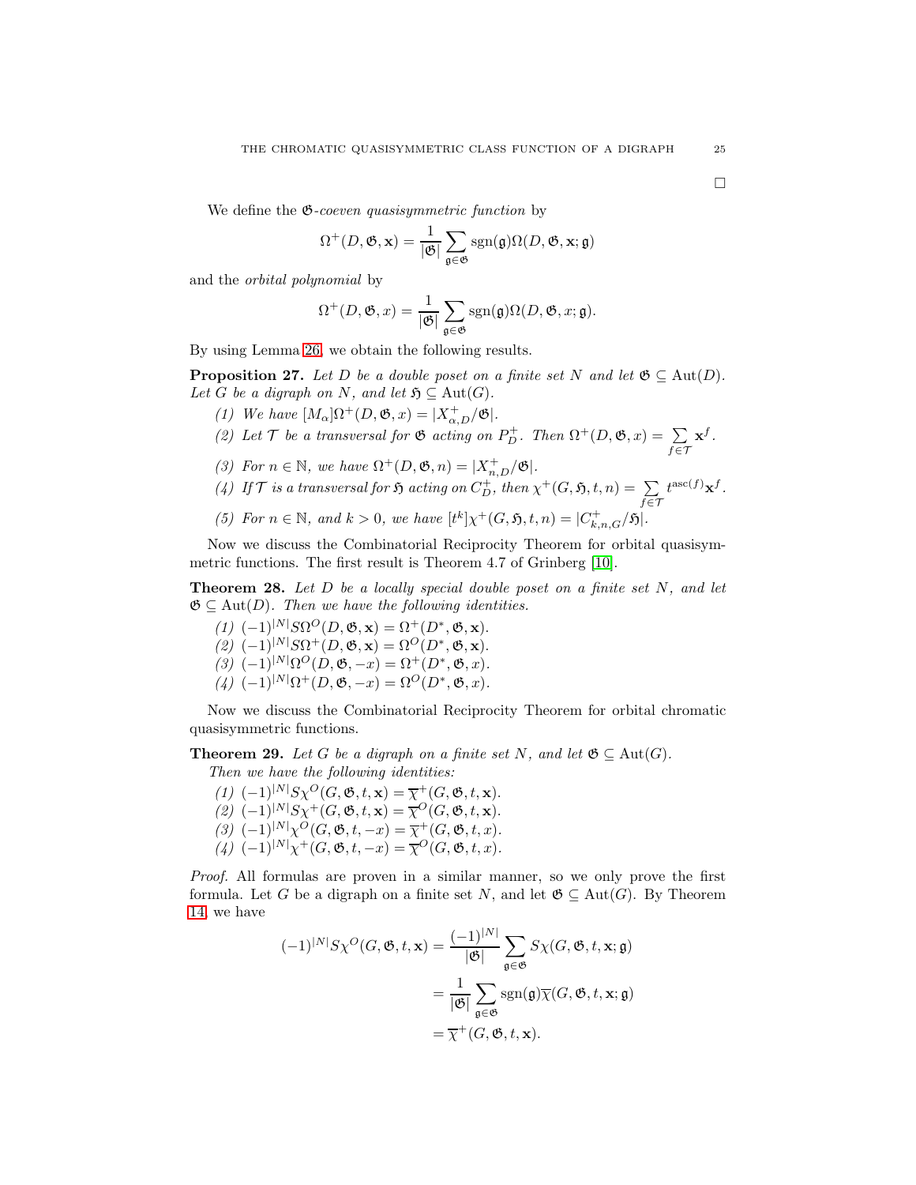□

We define the $\mathfrak{G}$-*coeven quasisymmetric function* by

$$\Omega^{+}(D,\mathfrak{G},\mathbf{x}) = \frac{1}{|\mathfrak{G}|}\sum_{\mathfrak{g}\in\mathfrak{G}} \operatorname{sgn}(\mathfrak{g})\Omega(D,\mathfrak{G},\mathbf{x};\mathfrak{g})$$

and the *orbital polynomial* by

$$\Omega^{+}(D,\mathfrak{G},x) = \frac{1}{|\mathfrak{G}|}\sum_{\mathfrak{g}\in\mathfrak{G}} \operatorname{sgn}(\mathfrak{g})\Omega(D,\mathfrak{G},x;\mathfrak{g}).$$

By using Lemma 26, we obtain the following results.

**Proposition 27.** *Let $D$ be a double poset on a finite set $N$ and let $\mathfrak{G} \subseteq \operatorname{Aut}(D)$. Let $G$ be a digraph on $N$, and let $\mathfrak{H} \subseteq \operatorname{Aut}(G)$.*

*(1) We have $[M_\alpha]\Omega^{+}(D,\mathfrak{G},x) = |X^{+}_{\alpha,D}/\mathfrak{G}|$.*

*(2) Let $\mathcal{T}$ be a transversal for $\mathfrak{G}$ acting on $P^{+}_{D}$. Then $\Omega^{+}(D,\mathfrak{G},x) = \sum_{f\in\mathcal{T}} \mathbf{x}^{f}$.*

*(3) For $n \in \mathbb{N}$, we have $\Omega^{+}(D,\mathfrak{G},n) = |X^{+}_{n,D}/\mathfrak{G}|$.*

*(4) If $\mathcal{T}$ is a transversal for $\mathfrak{H}$ acting on $C^{+}_{D}$, then $\chi^{+}(G,\mathfrak{H},t,n) = \sum_{f\in\mathcal{T}} t^{\operatorname{asc}(f)}\mathbf{x}^{f}$.*

*(5) For $n \in \mathbb{N}$, and $k > 0$, we have $[t^k]\chi^{+}(G,\mathfrak{H},t,n) = |C^{+}_{k,n,G}/\mathfrak{H}|$.*

Now we discuss the Combinatorial Reciprocity Theorem for orbital quasisymmetric functions. The first result is Theorem 4.7 of Grinberg [10].

**Theorem 28.** *Let $D$ be a locally special double poset on a finite set $N$, and let $\mathfrak{G} \subseteq \operatorname{Aut}(D)$. Then we have the following identities.*

*(1) $(-1)^{|N|}S\Omega^{O}(D,\mathfrak{G},\mathbf{x}) = \Omega^{+}(D^{*},\mathfrak{G},\mathbf{x})$.*
*(2) $(-1)^{|N|}S\Omega^{+}(D,\mathfrak{G},\mathbf{x}) = \Omega^{O}(D^{*},\mathfrak{G},\mathbf{x})$.*
*(3) $(-1)^{|N|}\Omega^{O}(D,\mathfrak{G},-x) = \Omega^{+}(D^{*},\mathfrak{G},x)$.*
*(4) $(-1)^{|N|}\Omega^{+}(D,\mathfrak{G},-x) = \Omega^{O}(D^{*},\mathfrak{G},x)$.*

Now we discuss the Combinatorial Reciprocity Theorem for orbital chromatic quasisymmetric functions.

**Theorem 29.** *Let $G$ be a digraph on a finite set $N$, and let $\mathfrak{G} \subseteq \operatorname{Aut}(G)$. Then we have the following identities:*

*(1) $(-1)^{|N|}S\chi^{O}(G,\mathfrak{G},t,\mathbf{x}) = \overline{\chi}^{+}(G,\mathfrak{G},t,\mathbf{x})$.*
*(2) $(-1)^{|N|}S\chi^{+}(G,\mathfrak{G},t,\mathbf{x}) = \overline{\chi}^{O}(G,\mathfrak{G},t,\mathbf{x})$.*
*(3) $(-1)^{|N|}\chi^{O}(G,\mathfrak{G},t,-x) = \overline{\chi}^{+}(G,\mathfrak{G},t,x)$.*
*(4) $(-1)^{|N|}\chi^{+}(G,\mathfrak{G},t,-x) = \overline{\chi}^{O}(G,\mathfrak{G},t,x)$.*

*Proof.* All formulas are proven in a similar manner, so we only prove the first formula. Let $G$ be a digraph on a finite set $N$, and let $\mathfrak{G} \subseteq \operatorname{Aut}(G)$. By Theorem 14, we have

$$\begin{aligned}(-1)^{|N|}S\chi^{O}(G,\mathfrak{G},t,\mathbf{x}) &= \frac{(-1)^{|N|}}{|\mathfrak{G}|}\sum_{\mathfrak{g}\in\mathfrak{G}} S\chi(G,\mathfrak{G},t,\mathbf{x};\mathfrak{g})\\ &= \frac{1}{|\mathfrak{G}|}\sum_{\mathfrak{g}\in\mathfrak{G}} \operatorname{sgn}(\mathfrak{g})\overline{\chi}(G,\mathfrak{G},t,\mathbf{x};\mathfrak{g})\\ &= \overline{\chi}^{+}(G,\mathfrak{G},t,\mathbf{x}).\end{aligned}$$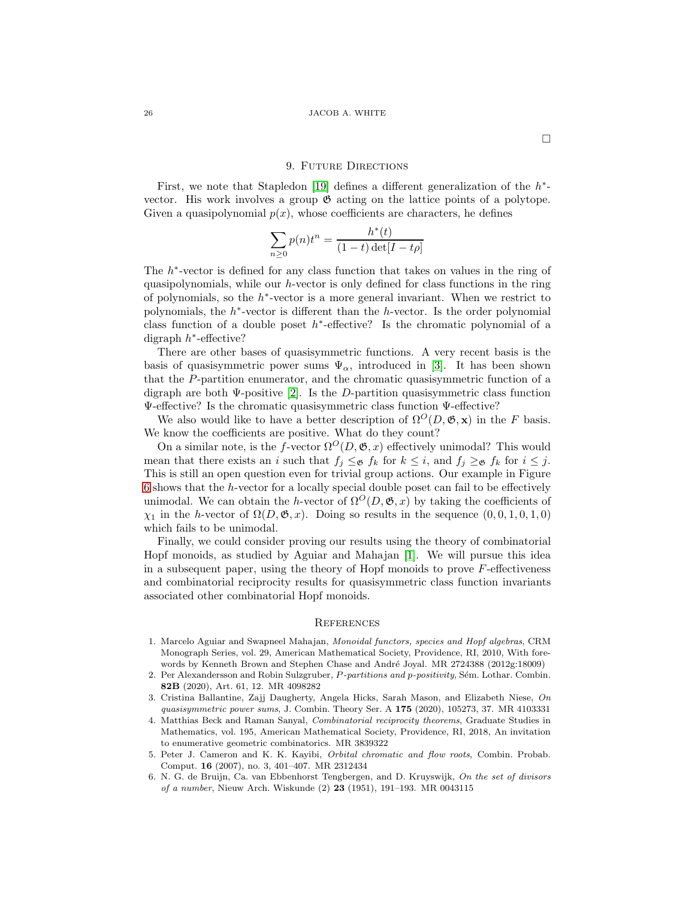□

## 9. Future Directions

First, we note that Stapledon [19] defines a different generalization of the $h^*$-vector. His work involves a group $\mathfrak{G}$ acting on the lattice points of a polytope. Given a quasipolynomial $p(x)$, whose coefficients are characters, he defines

$$\sum_{n\geq 0} p(n)t^n = \frac{h^*(t)}{(1-t)\det[I - t\rho]}$$

The $h^*$-vector is defined for any class function that takes on values in the ring of quasipolynomials, while our $h$-vector is only defined for class functions in the ring of polynomials, so the $h^*$-vector is a more general invariant. When we restrict to polynomials, the $h^*$-vector is different than the $h$-vector. Is the order polynomial class function of a double poset $h^*$-effective? Is the chromatic polynomial of a digraph $h^*$-effective?

There are other bases of quasisymmetric functions. A very recent basis is the basis of quasisymmetric power sums $\Psi_\alpha$, introduced in [3]. It has been shown that the $P$-partition enumerator, and the chromatic quasisymmetric function of a digraph are both $\Psi$-positive [2]. Is the $D$-partition quasisymmetric class function $\Psi$-effective? Is the chromatic quasisymmetric class function $\Psi$-effective?

We also would like to have a better description of $\Omega^O(D, \mathfrak{G}, \mathbf{x})$ in the $F$ basis. We know the coefficients are positive. What do they count?

On a similar note, is the $f$-vector $\Omega^O(D, \mathfrak{G}, x)$ effectively unimodal? This would mean that there exists an $i$ such that $f_j \leq_{\mathfrak{G}} f_k$ for $k \leq i$, and $f_j \geq_{\mathfrak{G}} f_k$ for $i \leq j$. This is still an open question even for trivial group actions. Our example in Figure 6 shows that the $h$-vector for a locally special double poset can fail to be effectively unimodal. We can obtain the $h$-vector of $\Omega^O(D, \mathfrak{G}, x)$ by taking the coefficients of $\chi_1$ in the $h$-vector of $\Omega(D, \mathfrak{G}, x)$. Doing so results in the sequence $(0, 0, 1, 0, 1, 0)$ which fails to be unimodal.

Finally, we could consider proving our results using the theory of combinatorial Hopf monoids, as studied by Aguiar and Mahajan [1]. We will pursue this idea in a subsequent paper, using the theory of Hopf monoids to prove $F$-effectiveness and combinatorial reciprocity results for quasisymmetric class function invariants associated other combinatorial Hopf monoids.

## References

1. Marcelo Aguiar and Swapneel Mahajan, *Monoidal functors, species and Hopf algebras*, CRM Monograph Series, vol. 29, American Mathematical Society, Providence, RI, 2010, With forewords by Kenneth Brown and Stephen Chase and André Joyal. MR 2724388 (2012g:18009)
2. Per Alexandersson and Robin Sulzgruber, *P-partitions and p-positivity*, Sém. Lothar. Combin. **82B** (2020), Art. 61, 12. MR 4098282
3. Cristina Ballantine, Zajj Daugherty, Angela Hicks, Sarah Mason, and Elizabeth Niese, *On quasisymmetric power sums*, J. Combin. Theory Ser. A **175** (2020), 105273, 37. MR 4103331
4. Matthias Beck and Raman Sanyal, *Combinatorial reciprocity theorems*, Graduate Studies in Mathematics, vol. 195, American Mathematical Society, Providence, RI, 2018, An invitation to enumerative geometric combinatorics. MR 3839322
5. Peter J. Cameron and K. K. Kayibi, *Orbital chromatic and flow roots*, Combin. Probab. Comput. **16** (2007), no. 3, 401–407. MR 2312434
6. N. G. de Bruijn, Ca. van Ebbenhorst Tengbergen, and D. Kruyswijk, *On the set of divisors of a number*, Nieuw Arch. Wiskunde (2) **23** (1951), 191–193. MR 0043115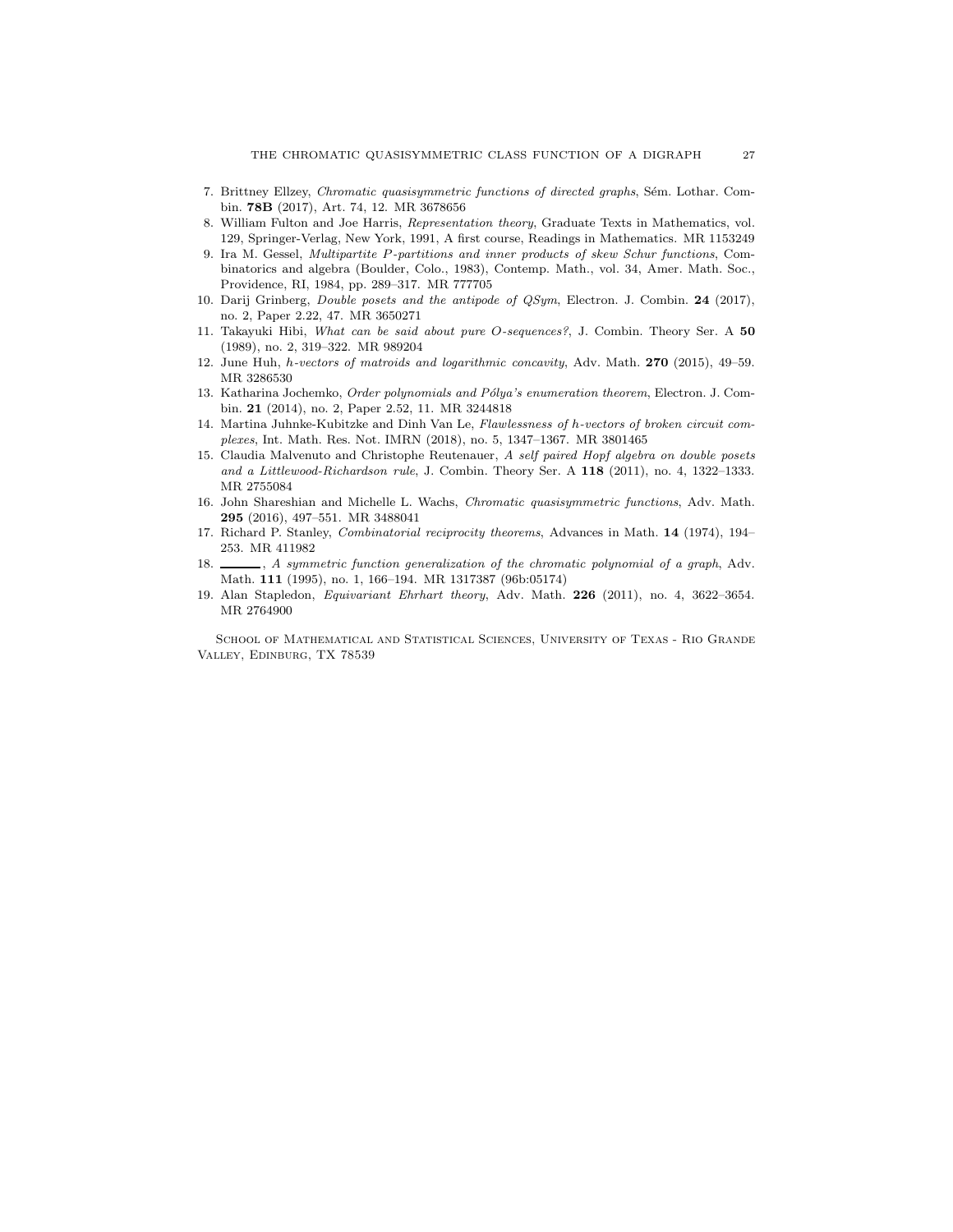7. Brittney Ellzey, *Chromatic quasisymmetric functions of directed graphs*, Sém. Lothar. Combin. **78B** (2017), Art. 74, 12. MR 3678656
8. William Fulton and Joe Harris, *Representation theory*, Graduate Texts in Mathematics, vol. 129, Springer-Verlag, New York, 1991, A first course, Readings in Mathematics. MR 1153249
9. Ira M. Gessel, *Multipartite $P$-partitions and inner products of skew Schur functions*, Combinatorics and algebra (Boulder, Colo., 1983), Contemp. Math., vol. 34, Amer. Math. Soc., Providence, RI, 1984, pp. 289–317. MR 777705
10. Darij Grinberg, *Double posets and the antipode of QSym*, Electron. J. Combin. **24** (2017), no. 2, Paper 2.22, 47. MR 3650271
11. Takayuki Hibi, *What can be said about pure $O$-sequences?*, J. Combin. Theory Ser. A **50** (1989), no. 2, 319–322. MR 989204
12. June Huh, *$h$-vectors of matroids and logarithmic concavity*, Adv. Math. **270** (2015), 49–59. MR 3286530
13. Katharina Jochemko, *Order polynomials and Pólya's enumeration theorem*, Electron. J. Combin. **21** (2014), no. 2, Paper 2.52, 11. MR 3244818
14. Martina Juhnke-Kubitzke and Dinh Van Le, *Flawlessness of $h$-vectors of broken circuit complexes*, Int. Math. Res. Not. IMRN (2018), no. 5, 1347–1367. MR 3801465
15. Claudia Malvenuto and Christophe Reutenauer, *A self paired Hopf algebra on double posets and a Littlewood-Richardson rule*, J. Combin. Theory Ser. A **118** (2011), no. 4, 1322–1333. MR 2755084
16. John Shareshian and Michelle L. Wachs, *Chromatic quasisymmetric functions*, Adv. Math. **295** (2016), 497–551. MR 3488041
17. Richard P. Stanley, *Combinatorial reciprocity theorems*, Advances in Math. **14** (1974), 194–253. MR 411982
18. ———, *A symmetric function generalization of the chromatic polynomial of a graph*, Adv. Math. **111** (1995), no. 1, 166–194. MR 1317387 (96b:05174)
19. Alan Stapledon, *Equivariant Ehrhart theory*, Adv. Math. **226** (2011), no. 4, 3622–3654. MR 2764900

School of Mathematical and Statistical Sciences, University of Texas - Rio Grande Valley, Edinburg, TX 78539